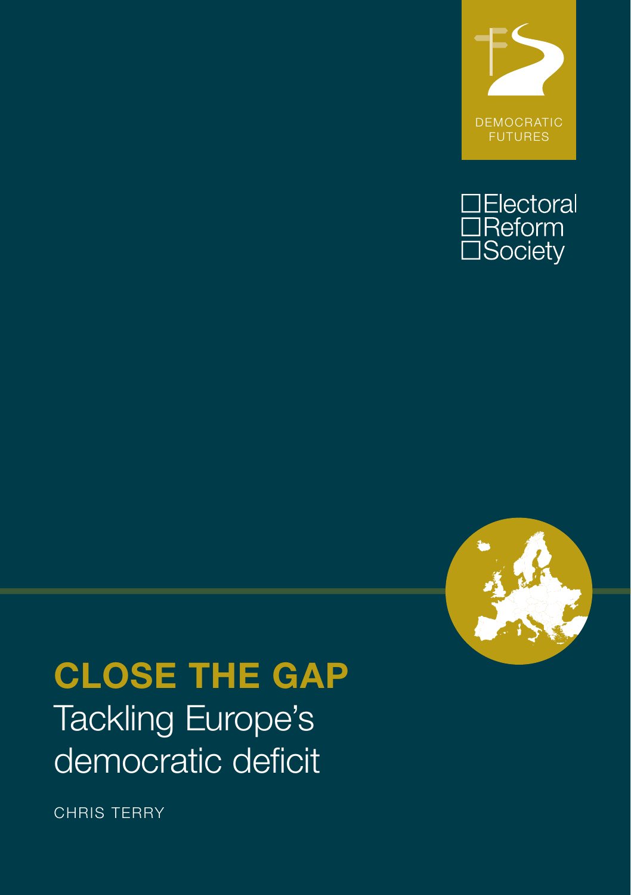DEMOCRATIC FUTURES

Electoral Reform Society

# CLOSE THE GAP

## Tackling Europe's democratic deficit

CHRIS TERRY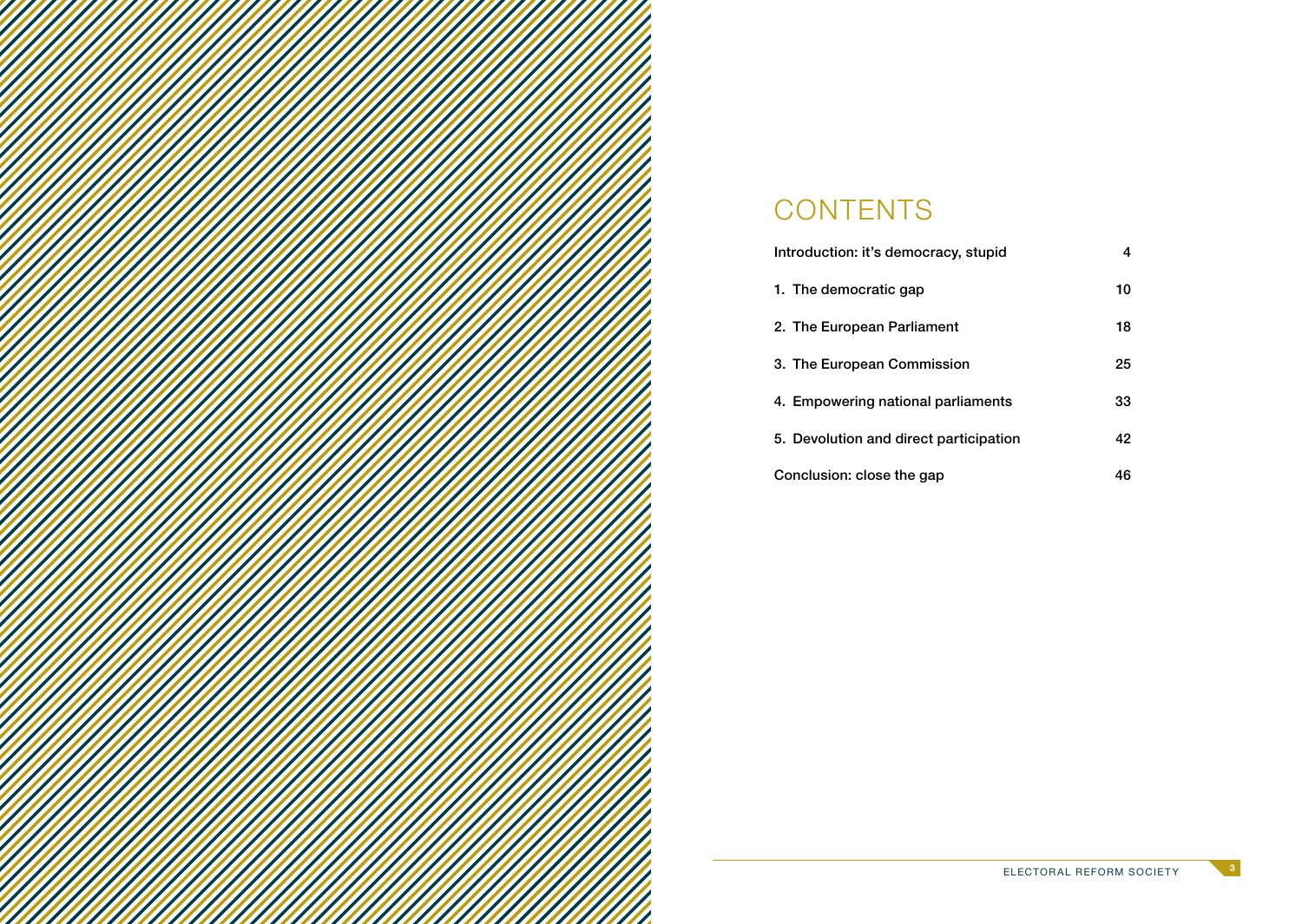# CONTENTS

| | |
|---|---|
| Introduction: it's democracy, stupid | 4 |
| 1. The democratic gap | 10 |
| 2. The European Parliament | 18 |
| 3. The European Commission | 25 |
| 4. Empowering national parliaments | 33 |
| 5. Devolution and direct participation | 42 |
| Conclusion: close the gap | 46 |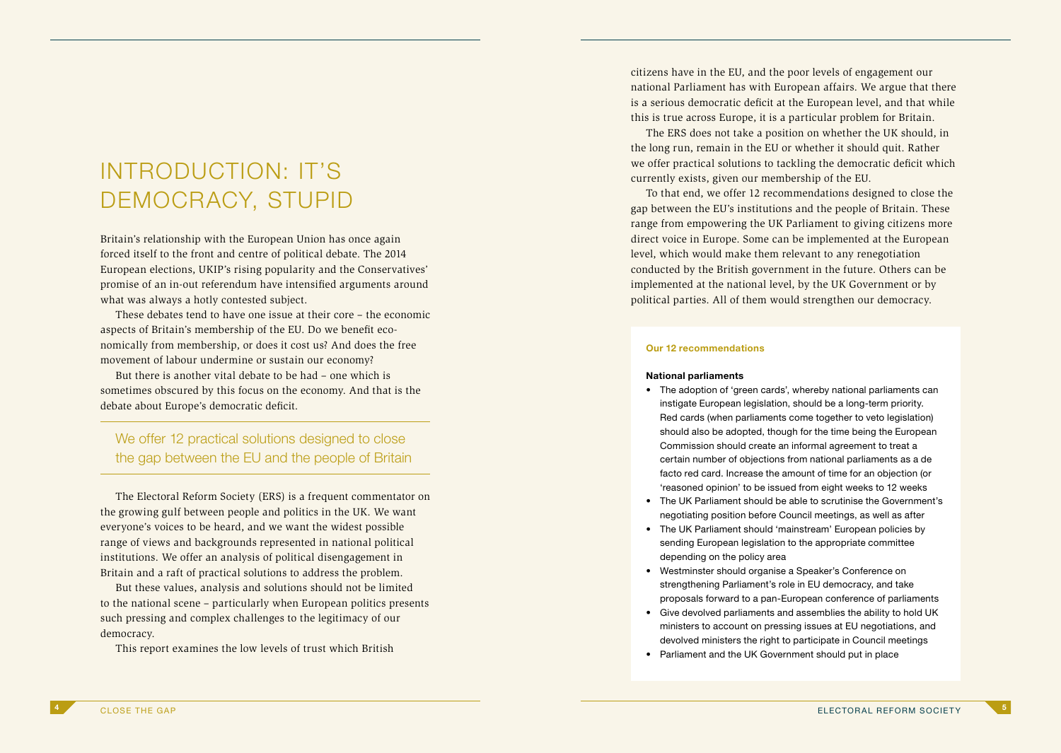# INTRODUCTION: IT'S DEMOCRACY, STUPID

Britain's relationship with the European Union has once again forced itself to the front and centre of political debate. The 2014 European elections, UKIP's rising popularity and the Conservatives' promise of an in-out referendum have intensified arguments around what was always a hotly contested subject.

These debates tend to have one issue at their core – the economic aspects of Britain's membership of the EU. Do we benefit economically from membership, or does it cost us? And does the free movement of labour undermine or sustain our economy?

But there is another vital debate to be had – one which is sometimes obscured by this focus on the economy. And that is the debate about Europe's democratic deficit.

> We offer 12 practical solutions designed to close the gap between the EU and the people of Britain

The Electoral Reform Society (ERS) is a frequent commentator on the growing gulf between people and politics in the UK. We want everyone's voices to be heard, and we want the widest possible range of views and backgrounds represented in national political institutions. We offer an analysis of political disengagement in Britain and a raft of practical solutions to address the problem.

But these values, analysis and solutions should not be limited to the national scene – particularly when European politics presents such pressing and complex challenges to the legitimacy of our democracy.

This report examines the low levels of trust which British citizens have in the EU, and the poor levels of engagement our national Parliament has with European affairs. We argue that there is a serious democratic deficit at the European level, and that while this is true across Europe, it is a particular problem for Britain.

The ERS does not take a position on whether the UK should, in the long run, remain in the EU or whether it should quit. Rather we offer practical solutions to tackling the democratic deficit which currently exists, given our membership of the EU.

To that end, we offer 12 recommendations designed to close the gap between the EU's institutions and the people of Britain. These range from empowering the UK Parliament to giving citizens more direct voice in Europe. Some can be implemented at the European level, which would make them relevant to any renegotiation conducted by the British government in the future. Others can be implemented at the national level, by the UK Government or by political parties. All of them would strengthen our democracy.

**Our 12 recommendations**

**National parliaments**

- The adoption of 'green cards', whereby national parliaments can instigate European legislation, should be a long-term priority. Red cards (when parliaments come together to veto legislation) should also be adopted, though for the time being the European Commission should create an informal agreement to treat a certain number of objections from national parliaments as a de facto red card. Increase the amount of time for an objection (or 'reasoned opinion' to be issued from eight weeks to 12 weeks
- The UK Parliament should be able to scrutinise the Government's negotiating position before Council meetings, as well as after
- The UK Parliament should 'mainstream' European policies by sending European legislation to the appropriate committee depending on the policy area
- Westminster should organise a Speaker's Conference on strengthening Parliament's role in EU democracy, and take proposals forward to a pan-European conference of parliaments
- Give devolved parliaments and assemblies the ability to hold UK ministers to account on pressing issues at EU negotiations, and devolved ministers the right to participate in Council meetings
- Parliament and the UK Government should put in place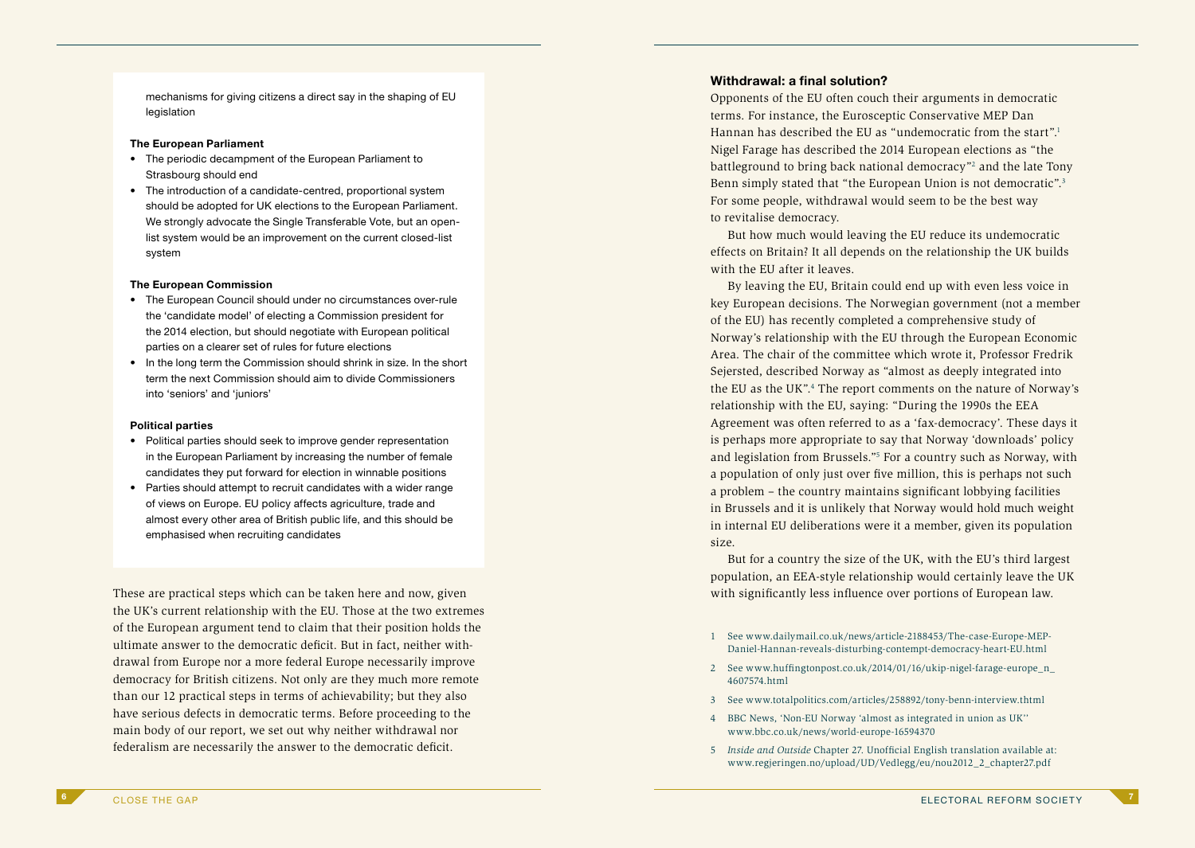mechanisms for giving citizens a direct say in the shaping of EU legislation

**The European Parliament**

- The periodic decampment of the European Parliament to Strasbourg should end
- The introduction of a candidate-centred, proportional system should be adopted for UK elections to the European Parliament. We strongly advocate the Single Transferable Vote, but an open-list system would be an improvement on the current closed-list system

**The European Commission**

- The European Council should under no circumstances over-rule the 'candidate model' of electing a Commission president for the 2014 election, but should negotiate with European political parties on a clearer set of rules for future elections
- In the long term the Commission should shrink in size. In the short term the next Commission should aim to divide Commissioners into 'seniors' and 'juniors'

**Political parties**

- Political parties should seek to improve gender representation in the European Parliament by increasing the number of female candidates they put forward for election in winnable positions
- Parties should attempt to recruit candidates with a wider range of views on Europe. EU policy affects agriculture, trade and almost every other area of British public life, and this should be emphasised when recruiting candidates

These are practical steps which can be taken here and now, given the UK's current relationship with the EU. Those at the two extremes of the European argument tend to claim that their position holds the ultimate answer to the democratic deficit. But in fact, neither withdrawal from Europe nor a more federal Europe necessarily improve democracy for British citizens. Not only are they much more remote than our 12 practical steps in terms of achievability; but they also have serious defects in democratic terms. Before proceeding to the main body of our report, we set out why neither withdrawal nor federalism are necessarily the answer to the democratic deficit.

### Withdrawal: a final solution?

Opponents of the EU often couch their arguments in democratic terms. For instance, the Eurosceptic Conservative MEP Dan Hannan has described the EU as "undemocratic from the start".[1] Nigel Farage has described the 2014 European elections as "the battleground to bring back national democracy"[2] and the late Tony Benn simply stated that "the European Union is not democratic".[3] For some people, withdrawal would seem to be the best way to revitalise democracy.

But how much would leaving the EU reduce its undemocratic effects on Britain? It all depends on the relationship the UK builds with the EU after it leaves.

By leaving the EU, Britain could end up with even less voice in key European decisions. The Norwegian government (not a member of the EU) has recently completed a comprehensive study of Norway's relationship with the EU through the European Economic Area. The chair of the committee which wrote it, Professor Fredrik Sejersted, described Norway as "almost as deeply integrated into the EU as the UK".[4] The report comments on the nature of Norway's relationship with the EU, saying: "During the 1990s the EEA Agreement was often referred to as a 'fax-democracy'. These days it is perhaps more appropriate to say that Norway 'downloads' policy and legislation from Brussels."[5] For a country such as Norway, with a population of only just over five million, this is perhaps not such a problem – the country maintains significant lobbying facilities in Brussels and it is unlikely that Norway would hold much weight in internal EU deliberations were it a member, given its population size.

But for a country the size of the UK, with the EU's third largest population, an EEA-style relationship would certainly leave the UK with significantly less influence over portions of European law.

1 See www.dailymail.co.uk/news/article-2188453/The-case-Europe-MEP-Daniel-Hannan-reveals-disturbing-contempt-democracy-heart-EU.html

2 See www.huffingtonpost.co.uk/2014/01/16/ukip-nigel-farage-europe_n_4607574.html

3 See www.totalpolitics.com/articles/258892/tony-benn-interview.thtml

4 BBC News, 'Non-EU Norway 'almost as integrated in union as UK'' www.bbc.co.uk/news/world-europe-16594370

5 *Inside and Outside* Chapter 27. Unofficial English translation available at: www.regjeringen.no/upload/UD/Vedlegg/eu/nou2012_2_chapter27.pdf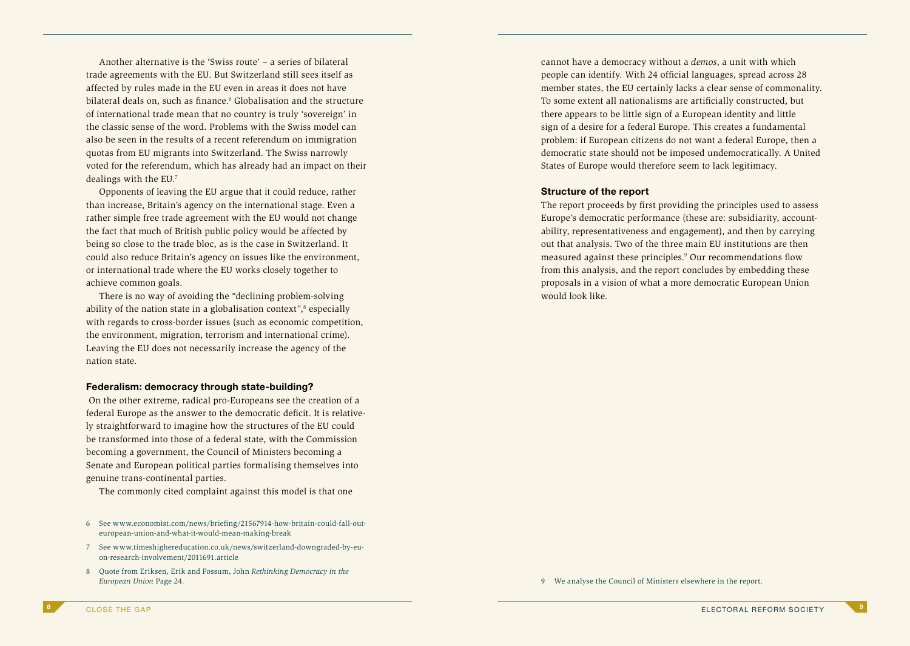Another alternative is the 'Swiss route' – a series of bilateral trade agreements with the EU. But Switzerland still sees itself as affected by rules made in the EU even in areas it does not have bilateral deals on, such as finance.[6] Globalisation and the structure of international trade mean that no country is truly 'sovereign' in the classic sense of the word. Problems with the Swiss model can also be seen in the results of a recent referendum on immigration quotas from EU migrants into Switzerland. The Swiss narrowly voted for the referendum, which has already had an impact on their dealings with the EU.[7]

Opponents of leaving the EU argue that it could reduce, rather than increase, Britain's agency on the international stage. Even a rather simple free trade agreement with the EU would not change the fact that much of British public policy would be affected by being so close to the trade bloc, as is the case in Switzerland. It could also reduce Britain's agency on issues like the environment, or international trade where the EU works closely together to achieve common goals.

There is no way of avoiding the "declining problem-solving ability of the nation state in a globalisation context",[8] especially with regards to cross-border issues (such as economic competition, the environment, migration, terrorism and international crime). Leaving the EU does not necessarily increase the agency of the nation state.

### Federalism: democracy through state-building?

On the other extreme, radical pro-Europeans see the creation of a federal Europe as the answer to the democratic deficit. It is relatively straightforward to imagine how the structures of the EU could be transformed into those of a federal state, with the Commission becoming a government, the Council of Ministers becoming a Senate and European political parties formalising themselves into genuine trans-continental parties.

The commonly cited complaint against this model is that one cannot have a democracy without a *demos*, a unit with which people can identify. With 24 official languages, spread across 28 member states, the EU certainly lacks a clear sense of commonality. To some extent all nationalisms are artificially constructed, but there appears to be little sign of a European identity and little sign of a desire for a federal Europe. This creates a fundamental problem: if European citizens do not want a federal Europe, then a democratic state should not be imposed undemocratically. A United States of Europe would therefore seem to lack legitimacy.

### Structure of the report

The report proceeds by first providing the principles used to assess Europe's democratic performance (these are: subsidiarity, accountability, representativeness and engagement), and then by carrying out that analysis. Two of the three main EU institutions are then measured against these principles.[9] Our recommendations flow from this analysis, and the report concludes by embedding these proposals in a vision of what a more democratic European Union would look like.

---

6 See www.economist.com/news/briefing/21567914-how-britain-could-fall-out-european-union-and-what-it-would-mean-making-break

7 See www.timeshighereducation.co.uk/news/switzerland-downgraded-by-eu-on-research-involvement/2011691.article

8 Quote from Eriksen, Erik and Fossum, John *Rethinking Democracy in the European Union* Page 24.

9 We analyse the Council of Ministers elsewhere in the report.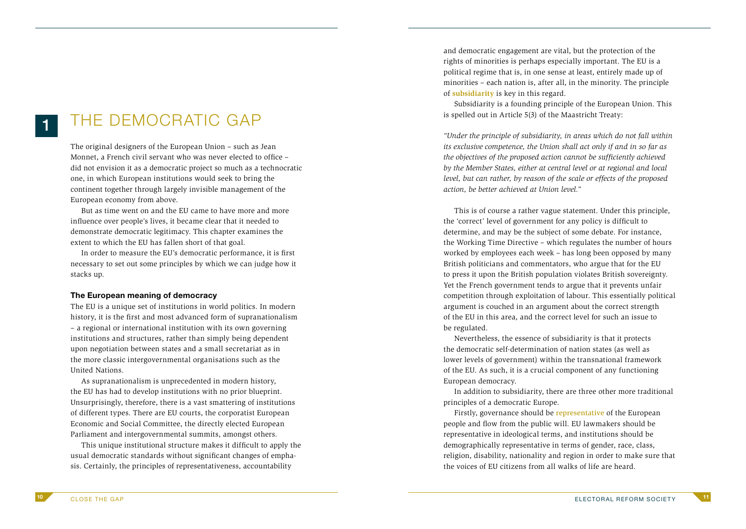# 1 THE DEMOCRATIC GAP

The original designers of the European Union – such as Jean Monnet, a French civil servant who was never elected to office – did not envision it as a democratic project so much as a technocratic one, in which European institutions would seek to bring the continent together through largely invisible management of the European economy from above.

But as time went on and the EU came to have more and more influence over people's lives, it became clear that it needed to demonstrate democratic legitimacy. This chapter examines the extent to which the EU has fallen short of that goal.

In order to measure the EU's democratic performance, it is first necessary to set out some principles by which we can judge how it stacks up.

### The European meaning of democracy

The EU is a unique set of institutions in world politics. In modern history, it is the first and most advanced form of supranationalism – a regional or international institution with its own governing institutions and structures, rather than simply being dependent upon negotiation between states and a small secretariat as in the more classic intergovernmental organisations such as the United Nations.

As supranationalism is unprecedented in modern history, the EU has had to develop institutions with no prior blueprint. Unsurprisingly, therefore, there is a vast smattering of institutions of different types. There are EU courts, the corporatist European Economic and Social Committee, the directly elected European Parliament and intergovernmental summits, amongst others.

This unique institutional structure makes it difficult to apply the usual democratic standards without significant changes of emphasis. Certainly, the principles of representativeness, accountability and democratic engagement are vital, but the protection of the rights of minorities is perhaps especially important. The EU is a political regime that is, in one sense at least, entirely made up of minorities – each nation is, after all, in the minority. The principle of **subsidiarity** is key in this regard.

Subsidiarity is a founding principle of the European Union. This is spelled out in Article 5(3) of the Maastricht Treaty:

*"Under the principle of subsidiarity, in areas which do not fall within its exclusive competence, the Union shall act only if and in so far as the objectives of the proposed action cannot be sufficiently achieved by the Member States, either at central level or at regional and local level, but can rather, by reason of the scale or effects of the proposed action, be better achieved at Union level."*

This is of course a rather vague statement. Under this principle, the 'correct' level of government for any policy is difficult to determine, and may be the subject of some debate. For instance, the Working Time Directive – which regulates the number of hours worked by employees each week – has long been opposed by many British politicians and commentators, who argue that for the EU to press it upon the British population violates British sovereignty. Yet the French government tends to argue that it prevents unfair competition through exploitation of labour. This essentially political argument is couched in an argument about the correct strength of the EU in this area, and the correct level for such an issue to be regulated.

Nevertheless, the essence of subsidiarity is that it protects the democratic self-determination of nation states (as well as lower levels of government) within the transnational framework of the EU. As such, it is a crucial component of any functioning European democracy.

In addition to subsidiarity, there are three other more traditional principles of a democratic Europe.

Firstly, governance should be **representative** of the European people and flow from the public will. EU lawmakers should be representative in ideological terms, and institutions should be demographically representative in terms of gender, race, class, religion, disability, nationality and region in order to make sure that the voices of EU citizens from all walks of life are heard.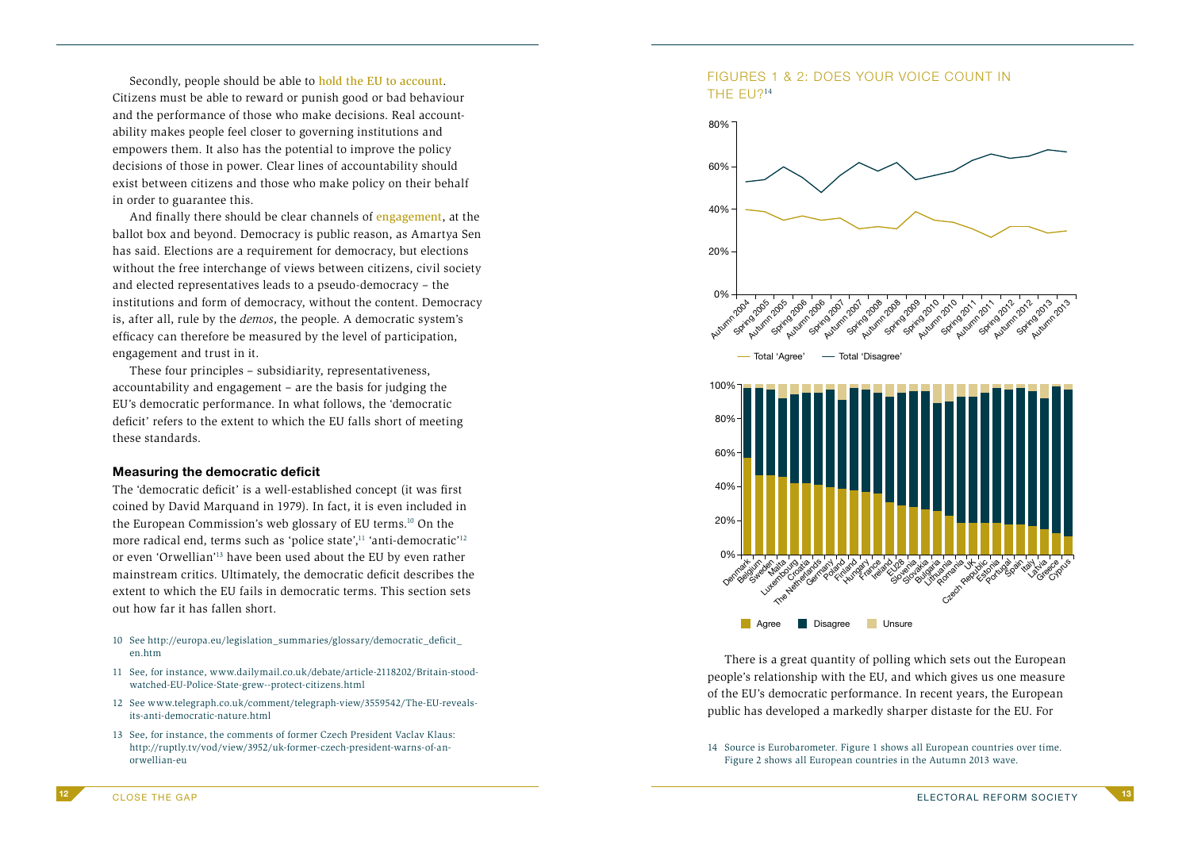Secondly, people should be able to hold the EU to account. Citizens must be able to reward or punish good or bad behaviour and the performance of those who make decisions. Real accountability makes people feel closer to governing institutions and empowers them. It also has the potential to improve the policy decisions of those in power. Clear lines of accountability should exist between citizens and those who make policy on their behalf in order to guarantee this.

And finally there should be clear channels of engagement, at the ballot box and beyond. Democracy is public reason, as Amartya Sen has said. Elections are a requirement for democracy, but elections without the free interchange of views between citizens, civil society and elected representatives leads to a pseudo-democracy – the institutions and form of democracy, without the content. Democracy is, after all, rule by the *demos*, the people. A democratic system's efficacy can therefore be measured by the level of participation, engagement and trust in it.

These four principles – subsidiarity, representativeness, accountability and engagement – are the basis for judging the EU's democratic performance. In what follows, the 'democratic deficit' refers to the extent to which the EU falls short of meeting these standards.

### Measuring the democratic deficit

The 'democratic deficit' is a well-established concept (it was first coined by David Marquand in 1979). In fact, it is even included in the European Commission's web glossary of EU terms.[10] On the more radical end, terms such as 'police state',[11] 'anti-democratic'[12] or even 'Orwellian'[13] have been used about the EU by even rather mainstream critics. Ultimately, the democratic deficit describes the extent to which the EU fails in democratic terms. This section sets out how far it has fallen short.

10 See http://europa.eu/legislation_summaries/glossary/democratic_deficit_en.htm

11 See, for instance, www.dailymail.co.uk/debate/article-2118202/Britain-stood-watched-EU-Police-State-grew--protect-citizens.html

12 See www.telegraph.co.uk/comment/telegraph-view/3559542/The-EU-reveals-its-anti-democratic-nature.html

13 See, for instance, the comments of former Czech President Vaclav Klaus: http://ruptly.tv/vod/view/3952/uk-former-czech-president-warns-of-an-orwellian-eu

## FIGURES 1 & 2: DOES YOUR VOICE COUNT IN THE EU?[14]

There is a great quantity of polling which sets out the European people's relationship with the EU, and which gives us one measure of the EU's democratic performance. In recent years, the European public has developed a markedly sharper distaste for the EU. For

14 Source is Eurobarometer. Figure 1 shows all European countries over time. Figure 2 shows all European countries in the Autumn 2013 wave.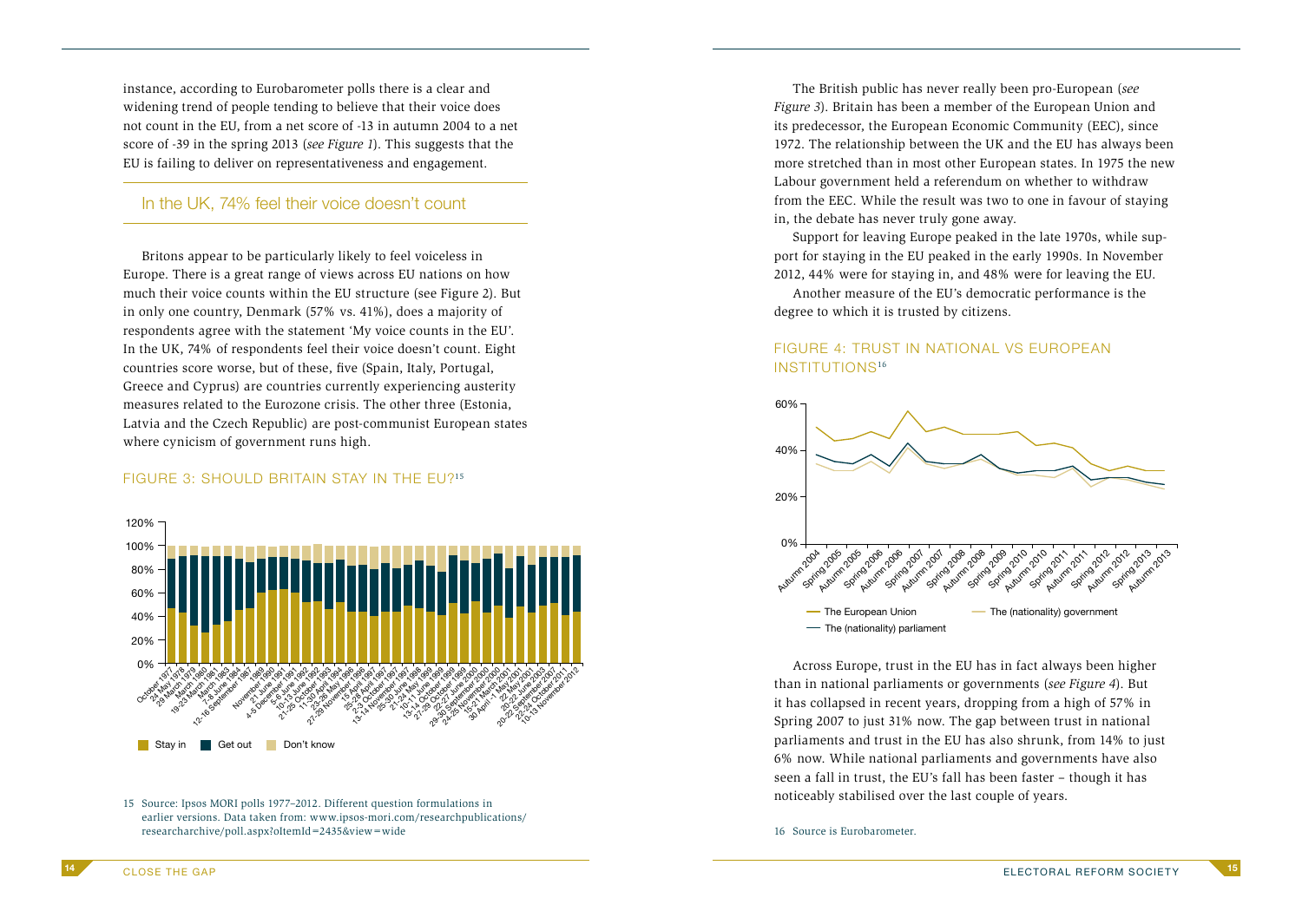instance, according to Eurobarometer polls there is a clear and widening trend of people tending to believe that their voice does not count in the EU, from a net score of -13 in autumn 2004 to a net score of -39 in the spring 2013 (*see Figure 1*). This suggests that the EU is failing to deliver on representativeness and engagement.

## In the UK, 74% feel their voice doesn't count

Britons appear to be particularly likely to feel voiceless in Europe. There is a great range of views across EU nations on how much their voice counts within the EU structure (see Figure 2). But in only one country, Denmark (57% vs. 41%), does a majority of respondents agree with the statement 'My voice counts in the EU'. In the UK, 74% of respondents feel their voice doesn't count. Eight countries score worse, but of these, five (Spain, Italy, Portugal, Greece and Cyprus) are countries currently experiencing austerity measures related to the Eurozone crisis. The other three (Estonia, Latvia and the Czech Republic) are post-communist European states where cynicism of government runs high.

### FIGURE 3: SHOULD BRITAIN STAY IN THE EU?[15]

Legend: Stay in / Get out / Don't know

15 Source: Ipsos MORI polls 1977–2012. Different question formulations in earlier versions. Data taken from: www.ipsos-mori.com/researchpublications/researcharchive/poll.aspx?oItemId=2435&view=wide

The British public has never really been pro-European (*see Figure 3*). Britain has been a member of the European Union and its predecessor, the European Economic Community (EEC), since 1972. The relationship between the UK and the EU has always been more stretched than in most other European states. In 1975 the new Labour government held a referendum on whether to withdraw from the EEC. While the result was two to one in favour of staying in, the debate has never truly gone away.

Support for leaving Europe peaked in the late 1970s, while support for staying in the EU peaked in the early 1990s. In November 2012, 44% were for staying in, and 48% were for leaving the EU.

Another measure of the EU's democratic performance is the degree to which it is trusted by citizens.

### FIGURE 4: TRUST IN NATIONAL VS EUROPEAN INSTITUTIONS[16]

Legend: The European Union / The (nationality) government / The (nationality) parliament

Across Europe, trust in the EU has in fact always been higher than in national parliaments or governments (*see Figure 4*). But it has collapsed in recent years, dropping from a high of 57% in Spring 2007 to just 31% now. The gap between trust in national parliaments and trust in the EU has also shrunk, from 14% to just 6% now. While national parliaments and governments have also seen a fall in trust, the EU's fall has been faster – though it has noticeably stabilised over the last couple of years.

16 Source is Eurobarometer.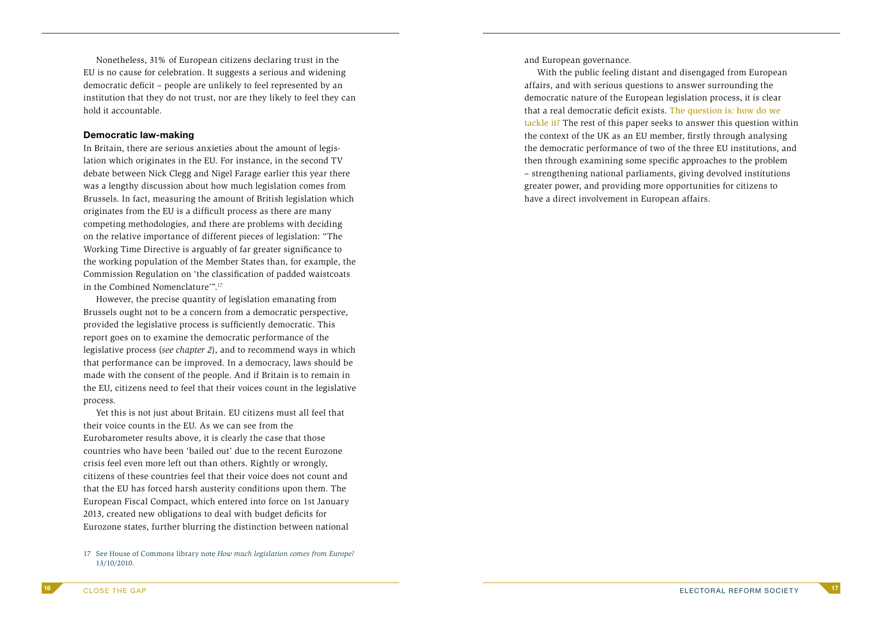Nonetheless, 31% of European citizens declaring trust in the EU is no cause for celebration. It suggests a serious and widening democratic deficit – people are unlikely to feel represented by an institution that they do not trust, nor are they likely to feel they can hold it accountable.

### Democratic law-making

In Britain, there are serious anxieties about the amount of legislation which originates in the EU. For instance, in the second TV debate between Nick Clegg and Nigel Farage earlier this year there was a lengthy discussion about how much legislation comes from Brussels. In fact, measuring the amount of British legislation which originates from the EU is a difficult process as there are many competing methodologies, and there are problems with deciding on the relative importance of different pieces of legislation: "The Working Time Directive is arguably of far greater significance to the working population of the Member States than, for example, the Commission Regulation on 'the classification of padded waistcoats in the Combined Nomenclature'".[17]

However, the precise quantity of legislation emanating from Brussels ought not to be a concern from a democratic perspective, provided the legislative process is sufficiently democratic. This report goes on to examine the democratic performance of the legislative process (*see chapter 2*), and to recommend ways in which that performance can be improved. In a democracy, laws should be made with the consent of the people. And if Britain is to remain in the EU, citizens need to feel that their voices count in the legislative process.

Yet this is not just about Britain. EU citizens must all feel that their voice counts in the EU. As we can see from the Eurobarometer results above, it is clearly the case that those countries who have been 'bailed out' due to the recent Eurozone crisis feel even more left out than others. Rightly or wrongly, citizens of these countries feel that their voice does not count and that the EU has forced harsh austerity conditions upon them. The European Fiscal Compact, which entered into force on 1st January 2013, created new obligations to deal with budget deficits for Eurozone states, further blurring the distinction between national and European governance.

With the public feeling distant and disengaged from European affairs, and with serious questions to answer surrounding the democratic nature of the European legislation process, it is clear that a real democratic deficit exists. The question is: how do we tackle it? The rest of this paper seeks to answer this question within the context of the UK as an EU member, firstly through analysing the democratic performance of two of the three EU institutions, and then through examining some specific approaches to the problem – strengthening national parliaments, giving devolved institutions greater power, and providing more opportunities for citizens to have a direct involvement in European affairs.

17 See House of Commons library note *How much legislation comes from Europe?* 13/10/2010.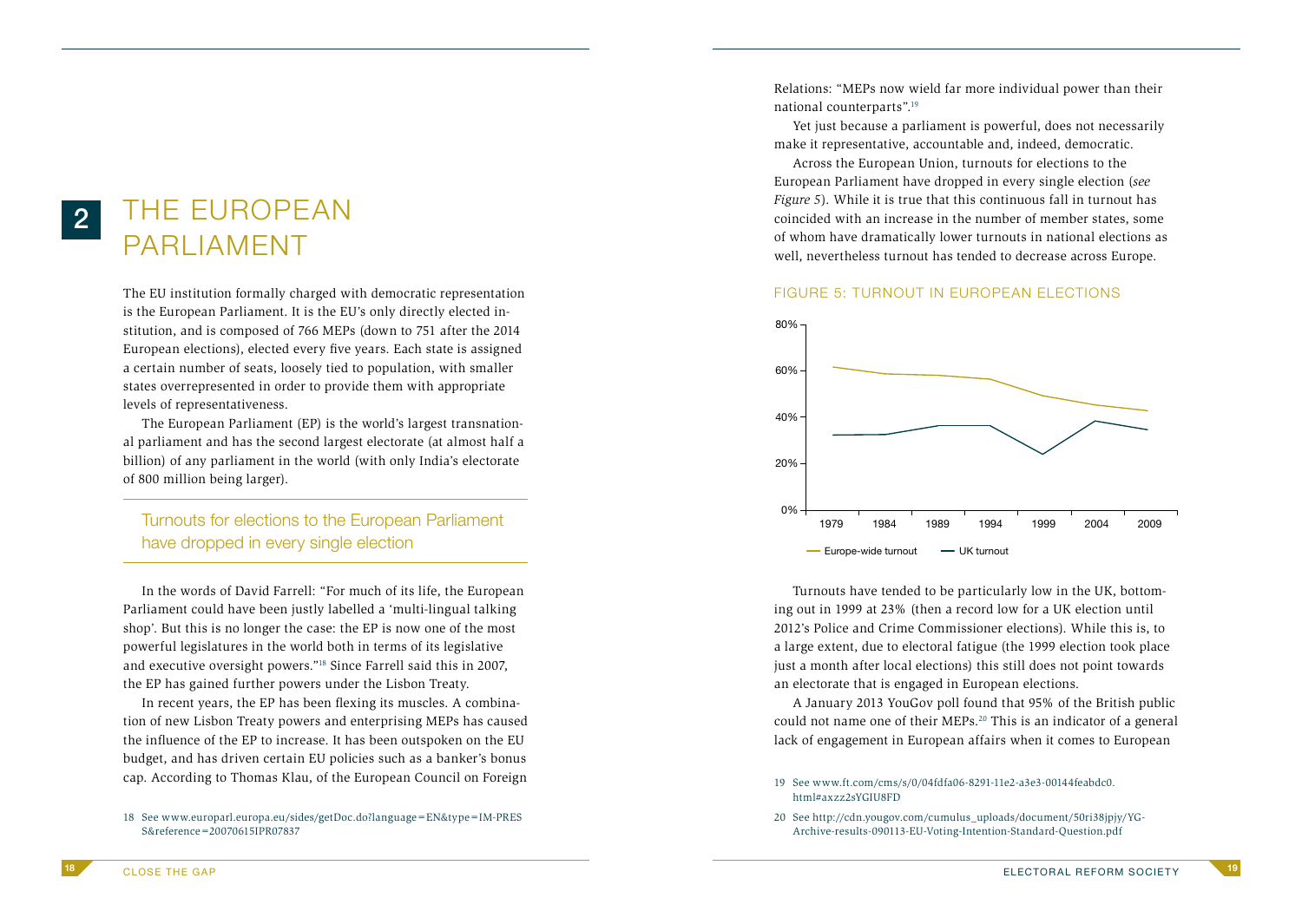# 2 THE EUROPEAN PARLIAMENT

The EU institution formally charged with democratic representation is the European Parliament. It is the EU's only directly elected institution, and is composed of 766 MEPs (down to 751 after the 2014 European elections), elected every five years. Each state is assigned a certain number of seats, loosely tied to population, with smaller states overrepresented in order to provide them with appropriate levels of representativeness.

The European Parliament (EP) is the world's largest transnational parliament and has the second largest electorate (at almost half a billion) of any parliament in the world (with only India's electorate of 800 million being larger).

> Turnouts for elections to the European Parliament have dropped in every single election

In the words of David Farrell: "For much of its life, the European Parliament could have been justly labelled a 'multi-lingual talking shop'. But this is no longer the case: the EP is now one of the most powerful legislatures in the world both in terms of its legislative and executive oversight powers."[18] Since Farrell said this in 2007, the EP has gained further powers under the Lisbon Treaty.

In recent years, the EP has been flexing its muscles. A combination of new Lisbon Treaty powers and enterprising MEPs has caused the influence of the EP to increase. It has been outspoken on the EU budget, and has driven certain EU policies such as a banker's bonus cap. According to Thomas Klau, of the European Council on Foreign Relations: "MEPs now wield far more individual power than their national counterparts".[19]

Yet just because a parliament is powerful, does not necessarily make it representative, accountable and, indeed, democratic.

Across the European Union, turnouts for elections to the European Parliament have dropped in every single election (*see Figure 5*). While it is true that this continuous fall in turnout has coincided with an increase in the number of member states, some of whom have dramatically lower turnouts in national elections as well, nevertheless turnout has tended to decrease across Europe.

## FIGURE 5: TURNOUT IN EUROPEAN ELECTIONS

| Year | Europe-wide turnout | UK turnout |
|---|---|---|
| 1979 | ~62% | ~32% |
| 1984 | ~59% | ~33% |
| 1989 | ~58% | ~36% |
| 1994 | ~57% | ~36% |
| 1999 | ~50% | ~24% |
| 2004 | ~45% | ~39% |
| 2009 | ~43% | ~35% |

Turnouts have tended to be particularly low in the UK, bottoming out in 1999 at 23% (then a record low for a UK election until 2012's Police and Crime Commissioner elections). While this is, to a large extent, due to electoral fatigue (the 1999 election took place just a month after local elections) this still does not point towards an electorate that is engaged in European elections.

A January 2013 YouGov poll found that 95% of the British public could not name one of their MEPs.[20] This is an indicator of a general lack of engagement in European affairs when it comes to European

18 See www.europarl.europa.eu/sides/getDoc.do?language=EN&type=IM-PRESS&reference=20070615IPR07837

19 See www.ft.com/cms/s/0/04fdfa06-8291-11e2-a3e3-00144feabdc0.html#axzz2sYGIU8FD

20 See http://cdn.yougov.com/cumulus_uploads/document/50ri38jpjy/YG-Archive-results-090113-EU-Voting-Intention-Standard-Question.pdf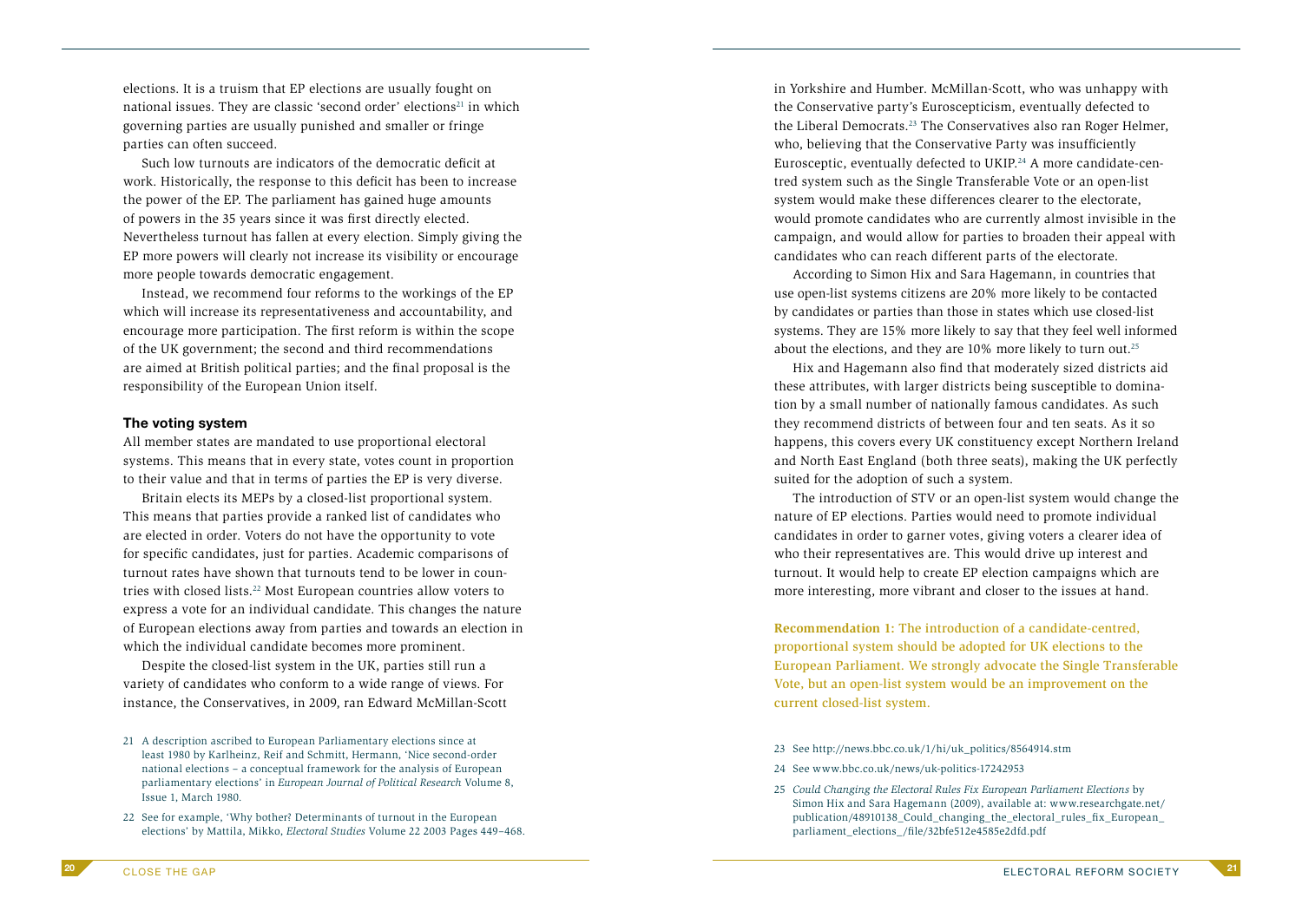elections. It is a truism that EP elections are usually fought on national issues. They are classic 'second order' elections[21] in which governing parties are usually punished and smaller or fringe parties can often succeed.

Such low turnouts are indicators of the democratic deficit at work. Historically, the response to this deficit has been to increase the power of the EP. The parliament has gained huge amounts of powers in the 35 years since it was first directly elected. Nevertheless turnout has fallen at every election. Simply giving the EP more powers will clearly not increase its visibility or encourage more people towards democratic engagement.

Instead, we recommend four reforms to the workings of the EP which will increase its representativeness and accountability, and encourage more participation. The first reform is within the scope of the UK government; the second and third recommendations are aimed at British political parties; and the final proposal is the responsibility of the European Union itself.

### The voting system

All member states are mandated to use proportional electoral systems. This means that in every state, votes count in proportion to their value and that in terms of parties the EP is very diverse.

Britain elects its MEPs by a closed-list proportional system. This means that parties provide a ranked list of candidates who are elected in order. Voters do not have the opportunity to vote for specific candidates, just for parties. Academic comparisons of turnout rates have shown that turnouts tend to be lower in countries with closed lists.[22] Most European countries allow voters to express a vote for an individual candidate. This changes the nature of European elections away from parties and towards an election in which the individual candidate becomes more prominent.

Despite the closed-list system in the UK, parties still run a variety of candidates who conform to a wide range of views. For instance, the Conservatives, in 2009, ran Edward McMillan-Scott in Yorkshire and Humber. McMillan-Scott, who was unhappy with the Conservative party's Euroscepticism, eventually defected to the Liberal Democrats.[23] The Conservatives also ran Roger Helmer, who, believing that the Conservative Party was insufficiently Eurosceptic, eventually defected to UKIP.[24] A more candidate-centred system such as the Single Transferable Vote or an open-list system would make these differences clearer to the electorate, would promote candidates who are currently almost invisible in the campaign, and would allow for parties to broaden their appeal with candidates who can reach different parts of the electorate.

According to Simon Hix and Sara Hagemann, in countries that use open-list systems citizens are 20% more likely to be contacted by candidates or parties than those in states which use closed-list systems. They are 15% more likely to say that they feel well informed about the elections, and they are 10% more likely to turn out.[25]

Hix and Hagemann also find that moderately sized districts aid these attributes, with larger districts being susceptible to domination by a small number of nationally famous candidates. As such they recommend districts of between four and ten seats. As it so happens, this covers every UK constituency except Northern Ireland and North East England (both three seats), making the UK perfectly suited for the adoption of such a system.

The introduction of STV or an open-list system would change the nature of EP elections. Parties would need to promote individual candidates in order to garner votes, giving voters a clearer idea of who their representatives are. This would drive up interest and turnout. It would help to create EP election campaigns which are more interesting, more vibrant and closer to the issues at hand.

**Recommendation 1:** The introduction of a candidate-centred, proportional system should be adopted for UK elections to the European Parliament. We strongly advocate the Single Transferable Vote, but an open-list system would be an improvement on the current closed-list system.

21 A description ascribed to European Parliamentary elections since at least 1980 by Karlheinz, Reif and Schmitt, Hermann, 'Nice second-order national elections – a conceptual framework for the analysis of European parliamentary elections' in *European Journal of Political Research* Volume 8, Issue 1, March 1980.

22 See for example, 'Why bother? Determinants of turnout in the European elections' by Mattila, Mikko, *Electoral Studies* Volume 22 2003 Pages 449–468.

23 See http://news.bbc.co.uk/1/hi/uk_politics/8564914.stm

24 See www.bbc.co.uk/news/uk-politics-17242953

25 *Could Changing the Electoral Rules Fix European Parliament Elections* by Simon Hix and Sara Hagemann (2009), available at: www.researchgate.net/publication/48910138_Could_changing_the_electoral_rules_fix_European_parliament_elections_/file/32bfe512e4585e2dfd.pdf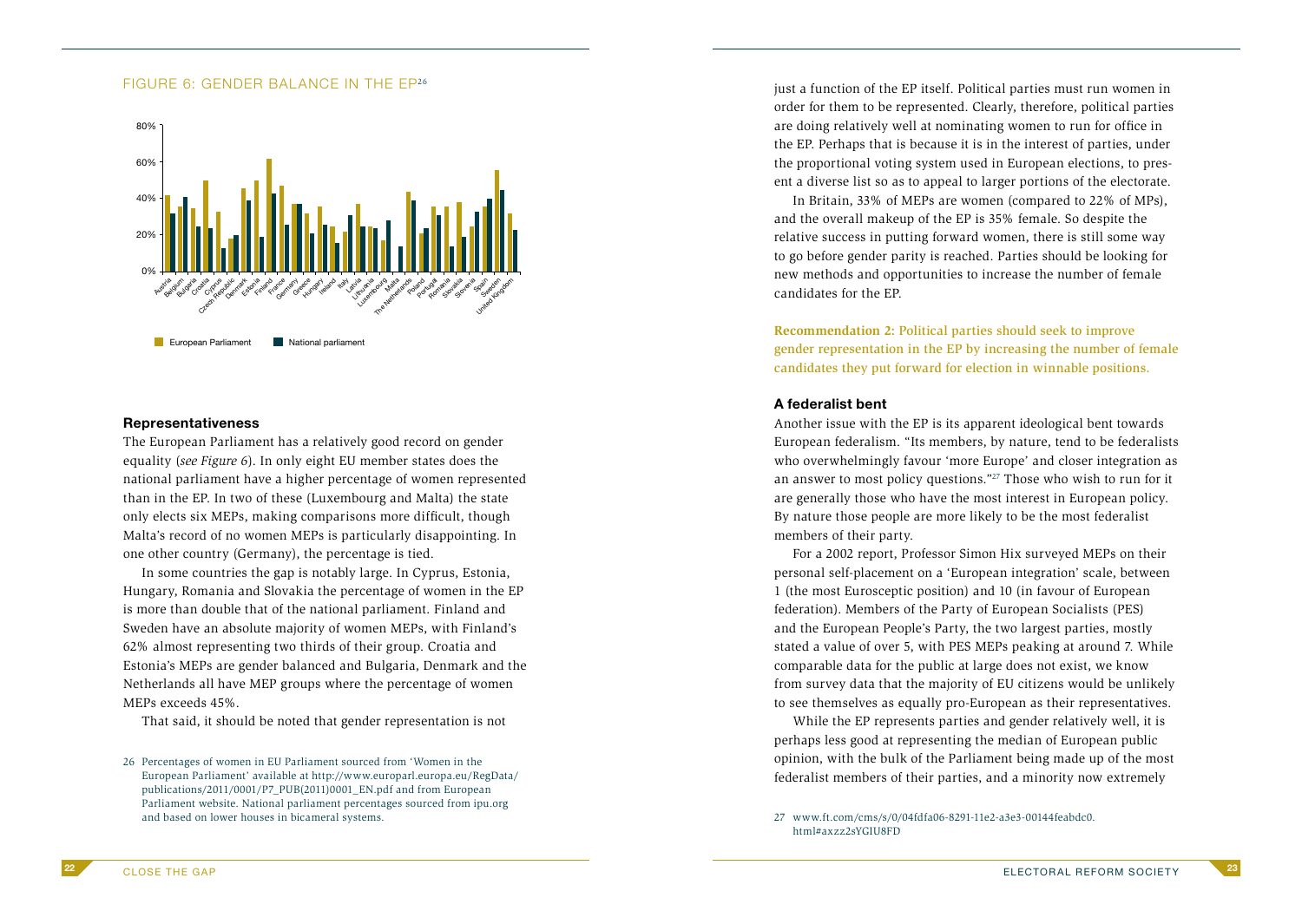## FIGURE 6: GENDER BALANCE IN THE EP[26]

### Representativeness

The European Parliament has a relatively good record on gender equality (*see Figure 6*). In only eight EU member states does the national parliament have a higher percentage of women represented than in the EP. In two of these (Luxembourg and Malta) the state only elects six MEPs, making comparisons more difficult, though Malta's record of no women MEPs is particularly disappointing. In one other country (Germany), the percentage is tied.

In some countries the gap is notably large. In Cyprus, Estonia, Hungary, Romania and Slovakia the percentage of women in the EP is more than double that of the national parliament. Finland and Sweden have an absolute majority of women MEPs, with Finland's 62% almost representing two thirds of their group. Croatia and Estonia's MEPs are gender balanced and Bulgaria, Denmark and the Netherlands all have MEP groups where the percentage of women MEPs exceeds 45%.

That said, it should be noted that gender representation is not just a function of the EP itself. Political parties must run women in order for them to be represented. Clearly, therefore, political parties are doing relatively well at nominating women to run for office in the EP. Perhaps that is because it is in the interest of parties, under the proportional voting system used in European elections, to present a diverse list so as to appeal to larger portions of the electorate.

In Britain, 33% of MEPs are women (compared to 22% of MPs), and the overall makeup of the EP is 35% female. So despite the relative success in putting forward women, there is still some way to go before gender parity is reached. Parties should be looking for new methods and opportunities to increase the number of female candidates for the EP.

**Recommendation 2:** Political parties should seek to improve gender representation in the EP by increasing the number of female candidates they put forward for election in winnable positions.

### A federalist bent

Another issue with the EP is its apparent ideological bent towards European federalism. "Its members, by nature, tend to be federalists who overwhelmingly favour 'more Europe' and closer integration as an answer to most policy questions."[27] Those who wish to run for it are generally those who have the most interest in European policy. By nature those people are more likely to be the most federalist members of their party.

For a 2002 report, Professor Simon Hix surveyed MEPs on their personal self-placement on a 'European integration' scale, between 1 (the most Eurosceptic position) and 10 (in favour of European federation). Members of the Party of European Socialists (PES) and the European People's Party, the two largest parties, mostly stated a value of over 5, with PES MEPs peaking at around 7. While comparable data for the public at large does not exist, we know from survey data that the majority of EU citizens would be unlikely to see themselves as equally pro-European as their representatives.

While the EP represents parties and gender relatively well, it is perhaps less good at representing the median of European public opinion, with the bulk of the Parliament being made up of the most federalist members of their parties, and a minority now extremely

26 Percentages of women in EU Parliament sourced from 'Women in the European Parliament' available at http://www.europarl.europa.eu/RegData/publications/2011/0001/P7_PUB(2011)0001_EN.pdf and from European Parliament website. National parliament percentages sourced from ipu.org and based on lower houses in bicameral systems.

27 www.ft.com/cms/s/0/04fdfa06-8291-11e2-a3e3-00144feabdc0.html#axzz2sYGIU8FD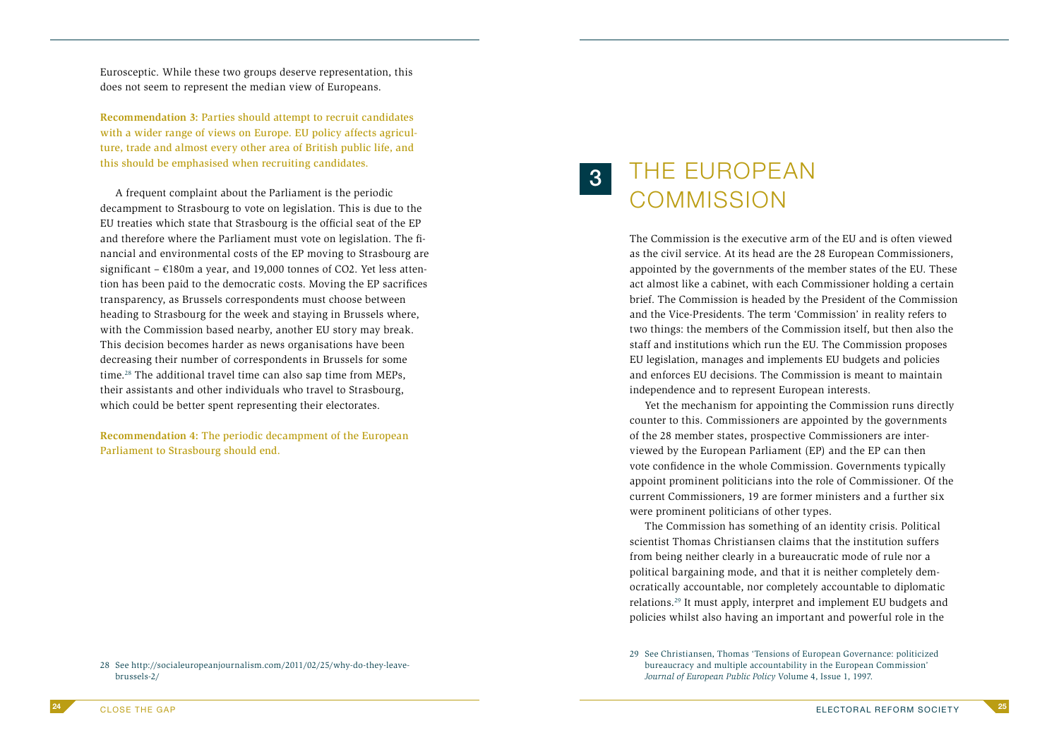Eurosceptic. While these two groups deserve representation, this does not seem to represent the median view of Europeans.

**Recommendation 3: Parties should attempt to recruit candidates with a wider range of views on Europe. EU policy affects agriculture, trade and almost every other area of British public life, and this should be emphasised when recruiting candidates.**

A frequent complaint about the Parliament is the periodic decampment to Strasbourg to vote on legislation. This is due to the EU treaties which state that Strasbourg is the official seat of the EP and therefore where the Parliament must vote on legislation. The financial and environmental costs of the EP moving to Strasbourg are significant – €180m a year, and 19,000 tonnes of $CO_2$. Yet less attention has been paid to the democratic costs. Moving the EP sacrifices transparency, as Brussels correspondents must choose between heading to Strasbourg for the week and staying in Brussels where, with the Commission based nearby, another EU story may break. This decision becomes harder as news organisations have been decreasing their number of correspondents in Brussels for some time.[28] The additional travel time can also sap time from MEPs, their assistants and other individuals who travel to Strasbourg, which could be better spent representing their electorates.

**Recommendation 4: The periodic decampment of the European Parliament to Strasbourg should end.**

28 See http://socialeuropeanjournalism.com/2011/02/25/why-do-they-leave-brussels-2/

# 3 THE EUROPEAN COMMISSION

The Commission is the executive arm of the EU and is often viewed as the civil service. At its head are the 28 European Commissioners, appointed by the governments of the member states of the EU. These act almost like a cabinet, with each Commissioner holding a certain brief. The Commission is headed by the President of the Commission and the Vice-Presidents. The term 'Commission' in reality refers to two things: the members of the Commission itself, but then also the staff and institutions which run the EU. The Commission proposes EU legislation, manages and implements EU budgets and policies and enforces EU decisions. The Commission is meant to maintain independence and to represent European interests.

Yet the mechanism for appointing the Commission runs directly counter to this. Commissioners are appointed by the governments of the 28 member states, prospective Commissioners are interviewed by the European Parliament (EP) and the EP can then vote confidence in the whole Commission. Governments typically appoint prominent politicians into the role of Commissioner. Of the current Commissioners, 19 are former ministers and a further six were prominent politicians of other types.

The Commission has something of an identity crisis. Political scientist Thomas Christiansen claims that the institution suffers from being neither clearly in a bureaucratic mode of rule nor a political bargaining mode, and that it is neither completely democratically accountable, nor completely accountable to diplomatic relations.[29] It must apply, interpret and implement EU budgets and policies whilst also having an important and powerful role in the

29 See Christiansen, Thomas 'Tensions of European Governance: politicized bureaucracy and multiple accountability in the European Commission' *Journal of European Public Policy* Volume 4, Issue 1, 1997.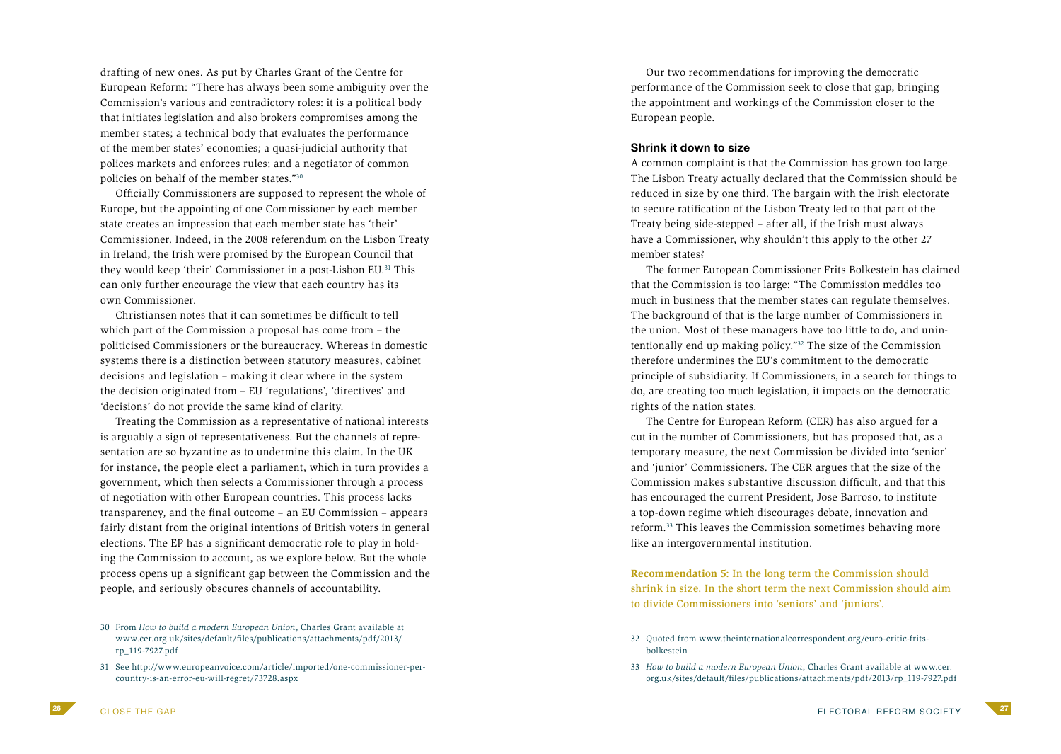drafting of new ones. As put by Charles Grant of the Centre for European Reform: "There has always been some ambiguity over the Commission's various and contradictory roles: it is a political body that initiates legislation and also brokers compromises among the member states; a technical body that evaluates the performance of the member states' economies; a quasi-judicial authority that polices markets and enforces rules; and a negotiator of common policies on behalf of the member states."[30]

Officially Commissioners are supposed to represent the whole of Europe, but the appointing of one Commissioner by each member state creates an impression that each member state has 'their' Commissioner. Indeed, in the 2008 referendum on the Lisbon Treaty in Ireland, the Irish were promised by the European Council that they would keep 'their' Commissioner in a post-Lisbon EU.[31] This can only further encourage the view that each country has its own Commissioner.

Christiansen notes that it can sometimes be difficult to tell which part of the Commission a proposal has come from – the politicised Commissioners or the bureaucracy. Whereas in domestic systems there is a distinction between statutory measures, cabinet decisions and legislation – making it clear where in the system the decision originated from – EU 'regulations', 'directives' and 'decisions' do not provide the same kind of clarity.

Treating the Commission as a representative of national interests is arguably a sign of representativeness. But the channels of representation are so byzantine as to undermine this claim. In the UK for instance, the people elect a parliament, which in turn provides a government, which then selects a Commissioner through a process of negotiation with other European countries. This process lacks transparency, and the final outcome – an EU Commission – appears fairly distant from the original intentions of British voters in general elections. The EP has a significant democratic role to play in holding the Commission to account, as we explore below. But the whole process opens up a significant gap between the Commission and the people, and seriously obscures channels of accountability.

30 From *How to build a modern European Union*, Charles Grant available at www.cer.org.uk/sites/default/files/publications/attachments/pdf/2013/rp_119-7927.pdf

31 See http://www.europeanvoice.com/article/imported/one-commissioner-per-country-is-an-error-eu-will-regret/73728.aspx

Our two recommendations for improving the democratic performance of the Commission seek to close that gap, bringing the appointment and workings of the Commission closer to the European people.

### Shrink it down to size

A common complaint is that the Commission has grown too large. The Lisbon Treaty actually declared that the Commission should be reduced in size by one third. The bargain with the Irish electorate to secure ratification of the Lisbon Treaty led to that part of the Treaty being side-stepped – after all, if the Irish must always have a Commissioner, why shouldn't this apply to the other 27 member states?

The former European Commissioner Frits Bolkestein has claimed that the Commission is too large: "The Commission meddles too much in business that the member states can regulate themselves. The background of that is the large number of Commissioners in the union. Most of these managers have too little to do, and unintentionally end up making policy."[32] The size of the Commission therefore undermines the EU's commitment to the democratic principle of subsidiarity. If Commissioners, in a search for things to do, are creating too much legislation, it impacts on the democratic rights of the nation states.

The Centre for European Reform (CER) has also argued for a cut in the number of Commissioners, but has proposed that, as a temporary measure, the next Commission be divided into 'senior' and 'junior' Commissioners. The CER argues that the size of the Commission makes substantive discussion difficult, and that this has encouraged the current President, Jose Barroso, to institute a top-down regime which discourages debate, innovation and reform.[33] This leaves the Commission sometimes behaving more like an intergovernmental institution.

**Recommendation 5:** In the long term the Commission should shrink in size. In the short term the next Commission should aim to divide Commissioners into 'seniors' and 'juniors'.

32 Quoted from www.theinternationalcorrespondent.org/euro-critic-frits-bolkestein

33 *How to build a modern European Union*, Charles Grant available at www.cer.org.uk/sites/default/files/publications/attachments/pdf/2013/rp_119-7927.pdf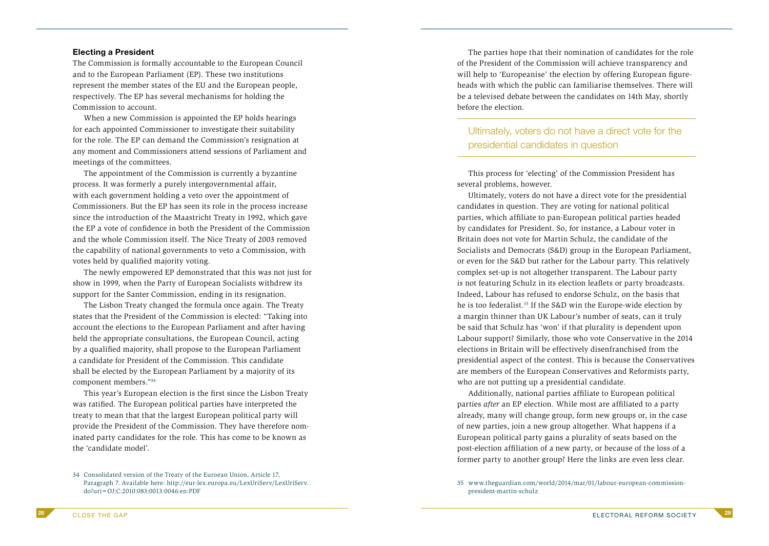### Electing a President

The Commission is formally accountable to the European Council and to the European Parliament (EP). These two institutions represent the member states of the EU and the European people, respectively. The EP has several mechanisms for holding the Commission to account.

When a new Commission is appointed the EP holds hearings for each appointed Commissioner to investigate their suitability for the role. The EP can demand the Commission's resignation at any moment and Commissioners attend sessions of Parliament and meetings of the committees.

The appointment of the Commission is currently a byzantine process. It was formerly a purely intergovernmental affair, with each government holding a veto over the appointment of Commissioners. But the EP has seen its role in the process increase since the introduction of the Maastricht Treaty in 1992, which gave the EP a vote of confidence in both the President of the Commission and the whole Commission itself. The Nice Treaty of 2003 removed the capability of national governments to veto a Commission, with votes held by qualified majority voting.

The newly empowered EP demonstrated that this was not just for show in 1999, when the Party of European Socialists withdrew its support for the Santer Commission, ending in its resignation.

The Lisbon Treaty changed the formula once again. The Treaty states that the President of the Commission is elected: "Taking into account the elections to the European Parliament and after having held the appropriate consultations, the European Council, acting by a qualified majority, shall propose to the European Parliament a candidate for President of the Commission. This candidate shall be elected by the European Parliament by a majority of its component members."[34]

This year's European election is the first since the Lisbon Treaty was ratified. The European political parties have interpreted the treaty to mean that that the largest European political party will provide the President of the Commission. They have therefore nominated party candidates for the role. This has come to be known as the 'candidate model'.

34 Consolidated version of the Treaty of the Euroean Union, Article 17, Paragraph 7. Available here: http://eur-lex.europa.eu/LexUriServ/LexUriServ.do?uri=OJ:C:2010:083:0013:0046:en:PDF

The parties hope that their nomination of candidates for the role of the President of the Commission will achieve transparency and will help to 'Europeanise' the election by offering European figureheads with which the public can familiarise themselves. There will be a televised debate between the candidates on 14th May, shortly before the election.

> Ultimately, voters do not have a direct vote for the presidential candidates in question

This process for 'electing' of the Commission President has several problems, however.

Ultimately, voters do not have a direct vote for the presidential candidates in question. They are voting for national political parties, which affiliate to pan-European political parties headed by candidates for President. So, for instance, a Labour voter in Britain does not vote for Martin Schulz, the candidate of the Socialists and Democrats (S&D) group in the European Parliament, or even for the S&D but rather for the Labour party. This relatively complex set-up is not altogether transparent. The Labour party is not featuring Schulz in its election leaflets or party broadcasts. Indeed, Labour has refused to endorse Schulz, on the basis that he is too federalist.[35] If the S&D win the Europe-wide election by a margin thinner than UK Labour's number of seats, can it truly be said that Schulz has 'won' if that plurality is dependent upon Labour support? Similarly, those who vote Conservative in the 2014 elections in Britain will be effectively disenfranchised from the presidential aspect of the contest. This is because the Conservatives are members of the European Conservatives and Reformists party, who are not putting up a presidential candidate.

Additionally, national parties affiliate to European political parties *after* an EP election. While most are affiliated to a party already, many will change group, form new groups or, in the case of new parties, join a new group altogether. What happens if a European political party gains a plurality of seats based on the post-election affiliation of a new party, or because of the loss of a former party to another group? Here the links are even less clear.

35 www.theguardian.com/world/2014/mar/01/labour-european-commission-president-martin-schulz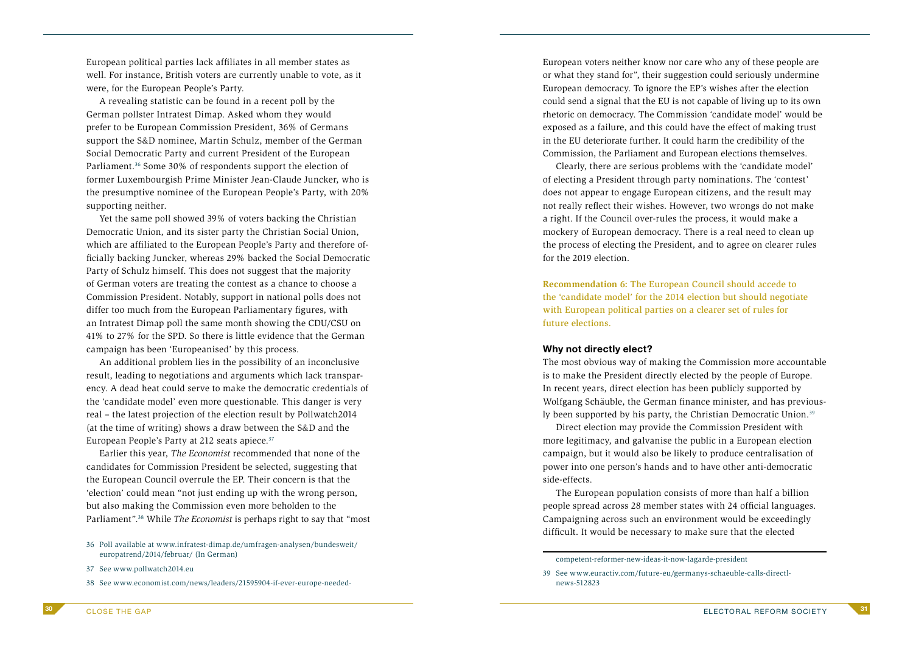European political parties lack affiliates in all member states as well. For instance, British voters are currently unable to vote, as it were, for the European People's Party.

A revealing statistic can be found in a recent poll by the German pollster Intratest Dimap. Asked whom they would prefer to be European Commission President, 36% of Germans support the S&D nominee, Martin Schulz, member of the German Social Democratic Party and current President of the European Parliament.[36] Some 30% of respondents support the election of former Luxembourgish Prime Minister Jean-Claude Juncker, who is the presumptive nominee of the European People's Party, with 20% supporting neither.

Yet the same poll showed 39% of voters backing the Christian Democratic Union, and its sister party the Christian Social Union, which are affiliated to the European People's Party and therefore officially backing Juncker, whereas 29% backed the Social Democratic Party of Schulz himself. This does not suggest that the majority of German voters are treating the contest as a chance to choose a Commission President. Notably, support in national polls does not differ too much from the European Parliamentary figures, with an Intratest Dimap poll the same month showing the CDU/CSU on 41% to 27% for the SPD. So there is little evidence that the German campaign has been 'Europeanised' by this process.

An additional problem lies in the possibility of an inconclusive result, leading to negotiations and arguments which lack transparency. A dead heat could serve to make the democratic credentials of the 'candidate model' even more questionable. This danger is very real – the latest projection of the election result by Pollwatch2014 (at the time of writing) shows a draw between the S&D and the European People's Party at 212 seats apiece.[37]

Earlier this year, *The Economist* recommended that none of the candidates for Commission President be selected, suggesting that the European Council overrule the EP. Their concern is that the 'election' could mean "not just ending up with the wrong person, but also making the Commission even more beholden to the Parliament".[38] While *The Economist* is perhaps right to say that "most European voters neither know nor care who any of these people are or what they stand for", their suggestion could seriously undermine European democracy. To ignore the EP's wishes after the election could send a signal that the EU is not capable of living up to its own rhetoric on democracy. The Commission 'candidate model' would be exposed as a failure, and this could have the effect of making trust in the EU deteriorate further. It could harm the credibility of the Commission, the Parliament and European elections themselves.

Clearly, there are serious problems with the 'candidate model' of electing a President through party nominations. The 'contest' does not appear to engage European citizens, and the result may not really reflect their wishes. However, two wrongs do not make a right. If the Council over-rules the process, it would make a mockery of European democracy. There is a real need to clean up the process of electing the President, and to agree on clearer rules for the 2019 election.

**Recommendation 6: The European Council should accede to the 'candidate model' for the 2014 election but should negotiate with European political parties on a clearer set of rules for future elections.**

### Why not directly elect?

The most obvious way of making the Commission more accountable is to make the President directly elected by the people of Europe. In recent years, direct election has been publicly supported by Wolfgang Schäuble, the German finance minister, and has previously been supported by his party, the Christian Democratic Union.[39]

Direct election may provide the Commission President with more legitimacy, and galvanise the public in a European election campaign, but it would also be likely to produce centralisation of power into one person's hands and to have other anti-democratic side-effects.

The European population consists of more than half a billion people spread across 28 member states with 24 official languages. Campaigning across such an environment would be exceedingly difficult. It would be necessary to make sure that the elected

---

36 Poll available at www.infratest-dimap.de/umfragen-analysen/bundesweit/europatrend/2014/februar/ (In German)

37 See www.pollwatch2014.eu

38 See www.economist.com/news/leaders/21595904-if-ever-europe-needed-competent-reformer-new-ideas-it-now-lagarde-president

39 See www.euractiv.com/future-eu/germanys-schaeuble-calls-directl-news-512823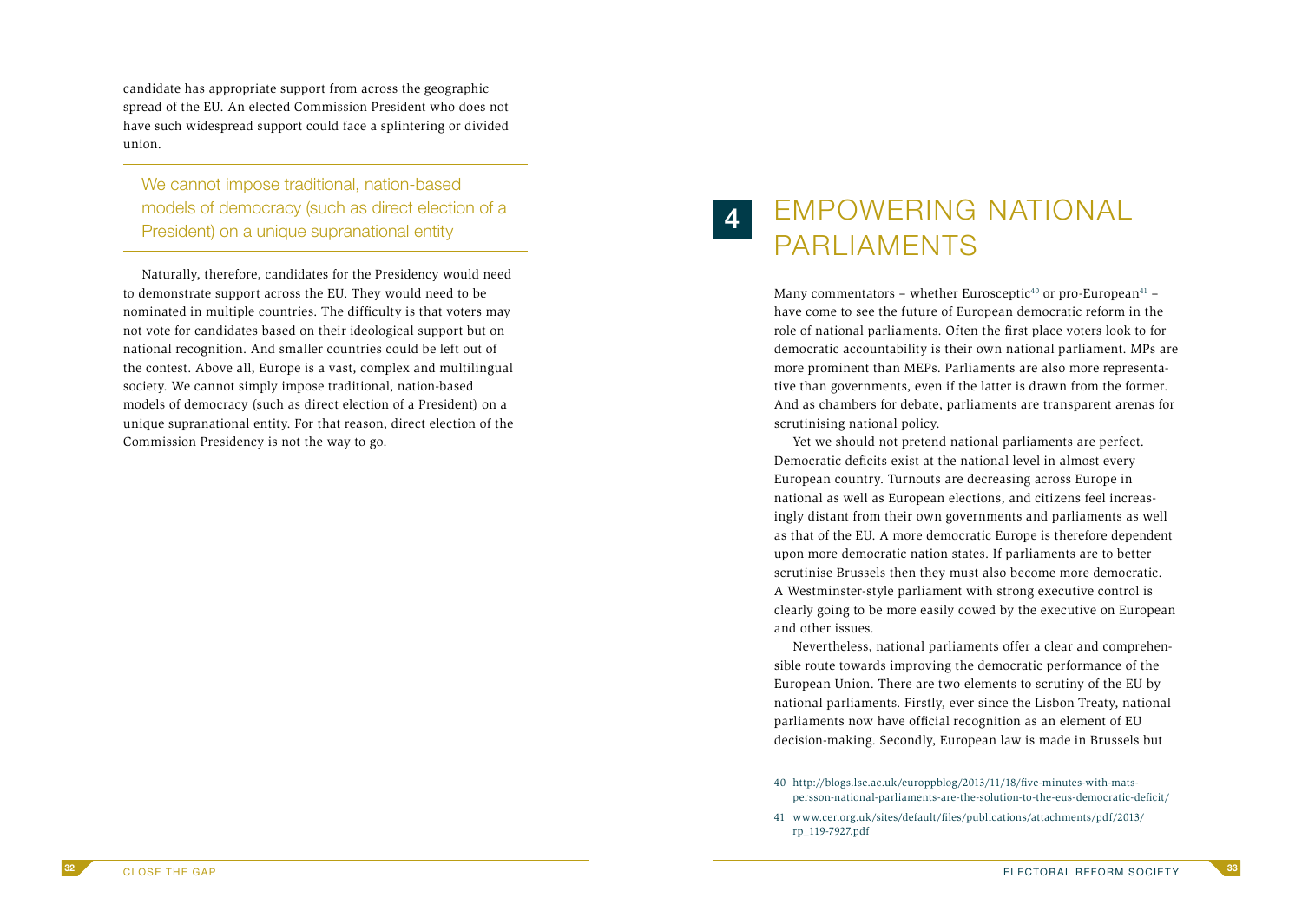candidate has appropriate support from across the geographic spread of the EU. An elected Commission President who does not have such widespread support could face a splintering or divided union.

> We cannot impose traditional, nation-based models of democracy (such as direct election of a President) on a unique supranational entity

Naturally, therefore, candidates for the Presidency would need to demonstrate support across the EU. They would need to be nominated in multiple countries. The difficulty is that voters may not vote for candidates based on their ideological support but on national recognition. And smaller countries could be left out of the contest. Above all, Europe is a vast, complex and multilingual society. We cannot simply impose traditional, nation-based models of democracy (such as direct election of a President) on a unique supranational entity. For that reason, direct election of the Commission Presidency is not the way to go.

# 4 EMPOWERING NATIONAL PARLIAMENTS

Many commentators – whether Eurosceptic[40] or pro-European[41] – have come to see the future of European democratic reform in the role of national parliaments. Often the first place voters look to for democratic accountability is their own national parliament. MPs are more prominent than MEPs. Parliaments are also more representative than governments, even if the latter is drawn from the former. And as chambers for debate, parliaments are transparent arenas for scrutinising national policy.

Yet we should not pretend national parliaments are perfect. Democratic deficits exist at the national level in almost every European country. Turnouts are decreasing across Europe in national as well as European elections, and citizens feel increasingly distant from their own governments and parliaments as well as that of the EU. A more democratic Europe is therefore dependent upon more democratic nation states. If parliaments are to better scrutinise Brussels then they must also become more democratic. A Westminster-style parliament with strong executive control is clearly going to be more easily cowed by the executive on European and other issues.

Nevertheless, national parliaments offer a clear and comprehensible route towards improving the democratic performance of the European Union. There are two elements to scrutiny of the EU by national parliaments. Firstly, ever since the Lisbon Treaty, national parliaments now have official recognition as an element of EU decision-making. Secondly, European law is made in Brussels but

40 http://blogs.lse.ac.uk/europpblog/2013/11/18/five-minutes-with-mats-persson-national-parliaments-are-the-solution-to-the-eus-democratic-deficit/

41 www.cer.org.uk/sites/default/files/publications/attachments/pdf/2013/rp_119-7927.pdf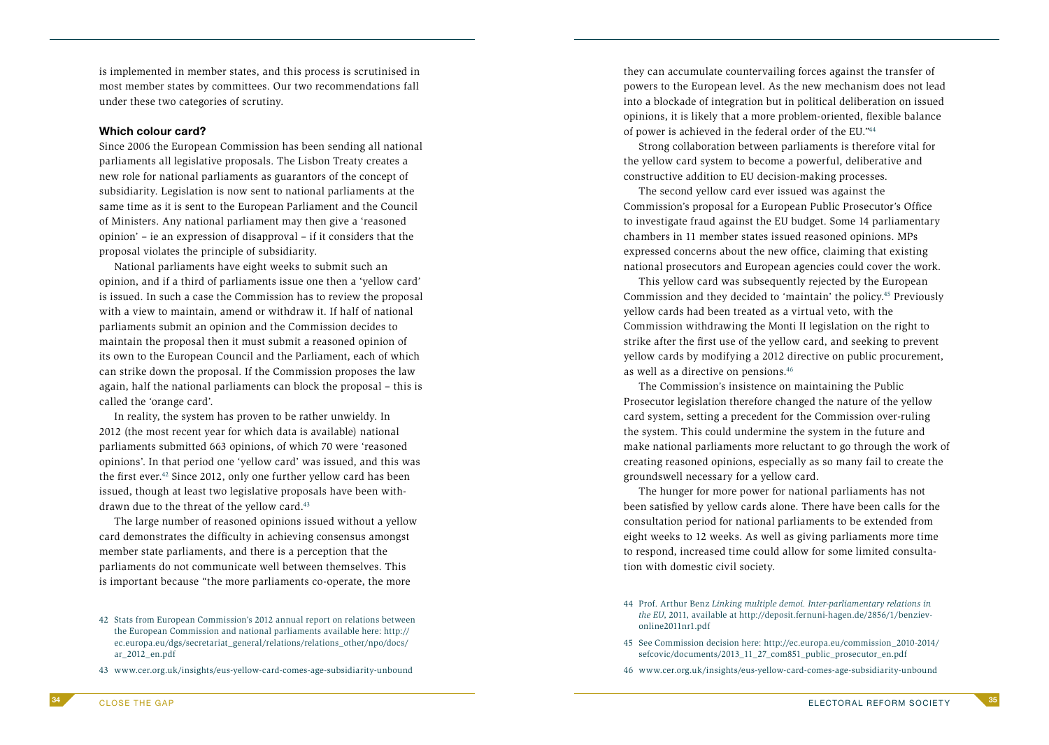is implemented in member states, and this process is scrutinised in most member states by committees. Our two recommendations fall under these two categories of scrutiny.

### Which colour card?

Since 2006 the European Commission has been sending all national parliaments all legislative proposals. The Lisbon Treaty creates a new role for national parliaments as guarantors of the concept of subsidiarity. Legislation is now sent to national parliaments at the same time as it is sent to the European Parliament and the Council of Ministers. Any national parliament may then give a 'reasoned opinion' – ie an expression of disapproval – if it considers that the proposal violates the principle of subsidiarity.

National parliaments have eight weeks to submit such an opinion, and if a third of parliaments issue one then a 'yellow card' is issued. In such a case the Commission has to review the proposal with a view to maintain, amend or withdraw it. If half of national parliaments submit an opinion and the Commission decides to maintain the proposal then it must submit a reasoned opinion of its own to the European Council and the Parliament, each of which can strike down the proposal. If the Commission proposes the law again, half the national parliaments can block the proposal – this is called the 'orange card'.

In reality, the system has proven to be rather unwieldy. In 2012 (the most recent year for which data is available) national parliaments submitted 663 opinions, of which 70 were 'reasoned opinions'. In that period one 'yellow card' was issued, and this was the first ever.[42] Since 2012, only one further yellow card has been issued, though at least two legislative proposals have been withdrawn due to the threat of the yellow card.[43]

The large number of reasoned opinions issued without a yellow card demonstrates the difficulty in achieving consensus amongst member state parliaments, and there is a perception that the parliaments do not communicate well between themselves. This is important because "the more parliaments co-operate, the more they can accumulate countervailing forces against the transfer of powers to the European level. As the new mechanism does not lead into a blockade of integration but in political deliberation on issued opinions, it is likely that a more problem-oriented, flexible balance of power is achieved in the federal order of the EU."[44]

Strong collaboration between parliaments is therefore vital for the yellow card system to become a powerful, deliberative and constructive addition to EU decision-making processes.

The second yellow card ever issued was against the Commission's proposal for a European Public Prosecutor's Office to investigate fraud against the EU budget. Some 14 parliamentary chambers in 11 member states issued reasoned opinions. MPs expressed concerns about the new office, claiming that existing national prosecutors and European agencies could cover the work.

This yellow card was subsequently rejected by the European Commission and they decided to 'maintain' the policy.[45] Previously yellow cards had been treated as a virtual veto, with the Commission withdrawing the Monti II legislation on the right to strike after the first use of the yellow card, and seeking to prevent yellow cards by modifying a 2012 directive on public procurement, as well as a directive on pensions.[46]

The Commission's insistence on maintaining the Public Prosecutor legislation therefore changed the nature of the yellow card system, setting a precedent for the Commission over-ruling the system. This could undermine the system in the future and make national parliaments more reluctant to go through the work of creating reasoned opinions, especially as so many fail to create the groundswell necessary for a yellow card.

The hunger for more power for national parliaments has not been satisfied by yellow cards alone. There have been calls for the consultation period for national parliaments to be extended from eight weeks to 12 weeks. As well as giving parliaments more time to respond, increased time could allow for some limited consultation with domestic civil society.

---

42 Stats from European Commission's 2012 annual report on relations between the European Commission and national parliaments available here: http://ec.europa.eu/dgs/secretariat_general/relations/relations_other/npo/docs/ar_2012_en.pdf

43 www.cer.org.uk/insights/eus-yellow-card-comes-age-subsidiarity-unbound

44 Prof. Arthur Benz *Linking multiple demoi. Inter-parliamentary relations in the EU*, 2011, available at http://deposit.fernuni-hagen.de/2856/1/benziev-online2011nr1.pdf

45 See Commission decision here: http://ec.europa.eu/commission_2010-2014/sefcovic/documents/2013_11_27_com851_public_prosecutor_en.pdf

46 www.cer.org.uk/insights/eus-yellow-card-comes-age-subsidiarity-unbound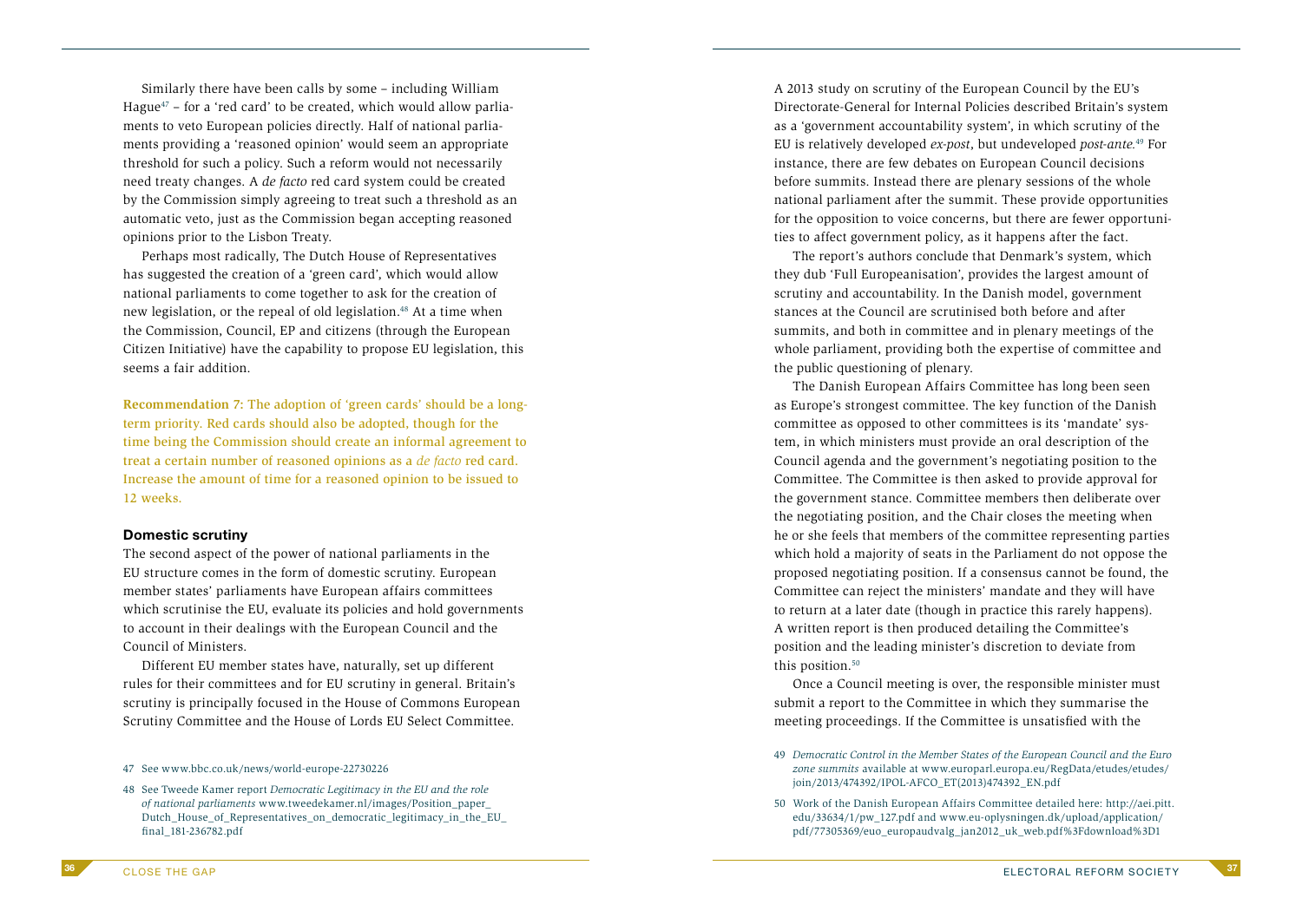Similarly there have been calls by some – including William Hague[47] – for a 'red card' to be created, which would allow parliaments to veto European policies directly. Half of national parliaments providing a 'reasoned opinion' would seem an appropriate threshold for such a policy. Such a reform would not necessarily need treaty changes. A *de facto* red card system could be created by the Commission simply agreeing to treat such a threshold as an automatic veto, just as the Commission began accepting reasoned opinions prior to the Lisbon Treaty.

Perhaps most radically, The Dutch House of Representatives has suggested the creation of a 'green card', which would allow national parliaments to come together to ask for the creation of new legislation, or the repeal of old legislation.[48] At a time when the Commission, Council, EP and citizens (through the European Citizen Initiative) have the capability to propose EU legislation, this seems a fair addition.

**Recommendation 7: The adoption of 'green cards' should be a long-term priority. Red cards should also be adopted, though for the time being the Commission should create an informal agreement to treat a certain number of reasoned opinions as a *de facto* red card. Increase the amount of time for a reasoned opinion to be issued to 12 weeks.**

### Domestic scrutiny

The second aspect of the power of national parliaments in the EU structure comes in the form of domestic scrutiny. European member states' parliaments have European affairs committees which scrutinise the EU, evaluate its policies and hold governments to account in their dealings with the European Council and the Council of Ministers.

Different EU member states have, naturally, set up different rules for their committees and for EU scrutiny in general. Britain's scrutiny is principally focused in the House of Commons European Scrutiny Committee and the House of Lords EU Select Committee.

A 2013 study on scrutiny of the European Council by the EU's Directorate-General for Internal Policies described Britain's system as a 'government accountability system', in which scrutiny of the EU is relatively developed *ex-post*, but undeveloped *post-ante*.[49] For instance, there are few debates on European Council decisions before summits. Instead there are plenary sessions of the whole national parliament after the summit. These provide opportunities for the opposition to voice concerns, but there are fewer opportunities to affect government policy, as it happens after the fact.

The report's authors conclude that Denmark's system, which they dub 'Full Europeanisation', provides the largest amount of scrutiny and accountability. In the Danish model, government stances at the Council are scrutinised both before and after summits, and both in committee and in plenary meetings of the whole parliament, providing both the expertise of committee and the public questioning of plenary.

The Danish European Affairs Committee has long been seen as Europe's strongest committee. The key function of the Danish committee as opposed to other committees is its 'mandate' system, in which ministers must provide an oral description of the Council agenda and the government's negotiating position to the Committee. The Committee is then asked to provide approval for the government stance. Committee members then deliberate over the negotiating position, and the Chair closes the meeting when he or she feels that members of the committee representing parties which hold a majority of seats in the Parliament do not oppose the proposed negotiating position. If a consensus cannot be found, the Committee can reject the ministers' mandate and they will have to return at a later date (though in practice this rarely happens). A written report is then produced detailing the Committee's position and the leading minister's discretion to deviate from this position.[50]

Once a Council meeting is over, the responsible minister must submit a report to the Committee in which they summarise the meeting proceedings. If the Committee is unsatisfied with the

47 See www.bbc.co.uk/news/world-europe-22730226

48 See Tweede Kamer report *Democratic Legitimacy in the EU and the role of national parliaments* www.tweedekamer.nl/images/Position_paper_Dutch_House_of_Representatives_on_democratic_legitimacy_in_the_EU_final_181-236782.pdf

49 *Democratic Control in the Member States of the European Council and the Euro zone summits* available at www.europarl.europa.eu/RegData/etudes/etudes/join/2013/474392/IPOL-AFCO_ET(2013)474392_EN.pdf

50 Work of the Danish European Affairs Committee detailed here: http://aei.pitt.edu/33634/1/pw_127.pdf and www.eu-oplysningen.dk/upload/application/pdf/77305369/euo_europaudvalg_jan2012_uk_web.pdf%3Fdownload%3D1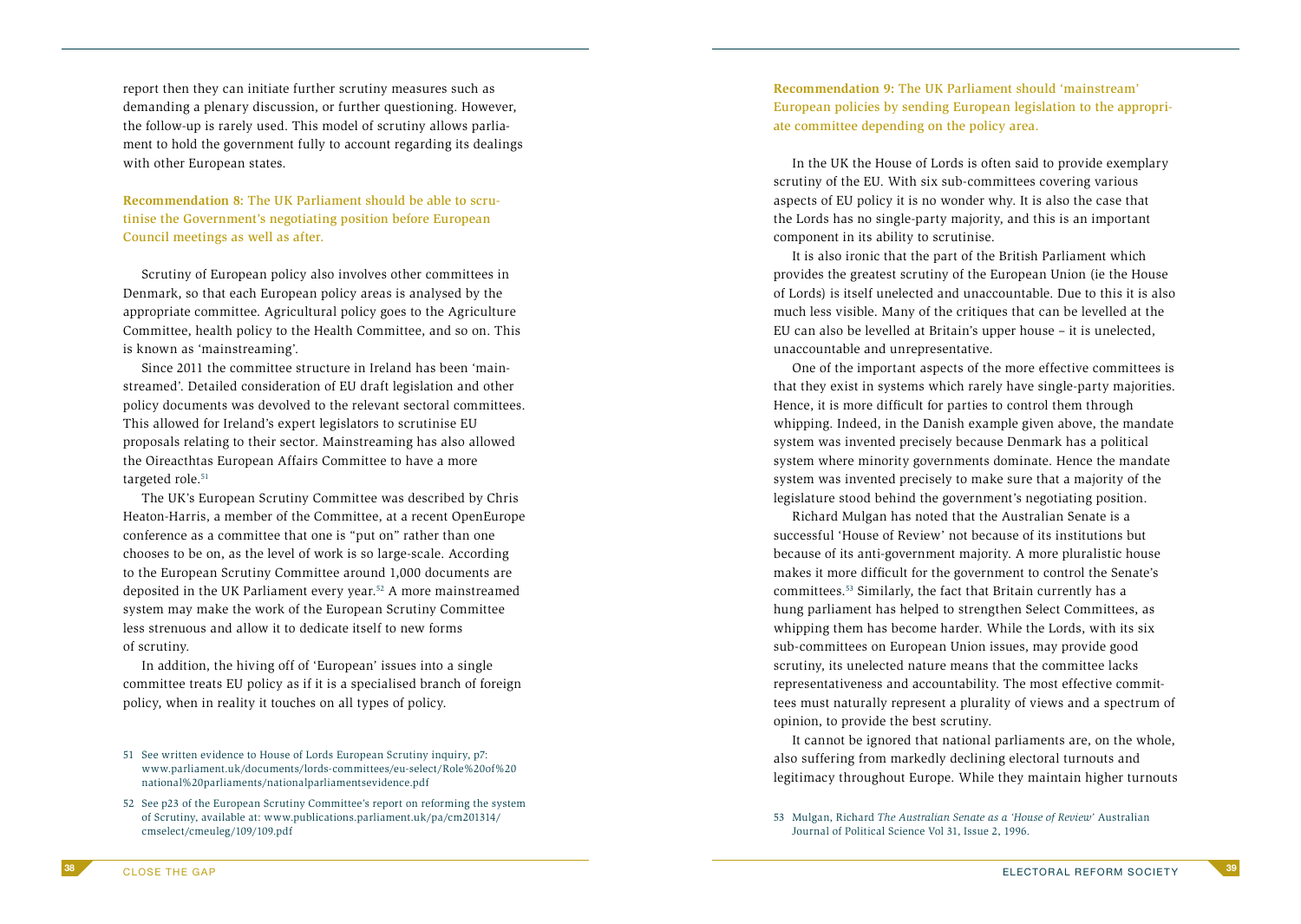report then they can initiate further scrutiny measures such as demanding a plenary discussion, or further questioning. However, the follow-up is rarely used. This model of scrutiny allows parliament to hold the government fully to account regarding its dealings with other European states.

**Recommendation 8:** The UK Parliament should be able to scrutinise the Government's negotiating position before European Council meetings as well as after.

Scrutiny of European policy also involves other committees in Denmark, so that each European policy areas is analysed by the appropriate committee. Agricultural policy goes to the Agriculture Committee, health policy to the Health Committee, and so on. This is known as 'mainstreaming'.

Since 2011 the committee structure in Ireland has been 'mainstreamed'. Detailed consideration of EU draft legislation and other policy documents was devolved to the relevant sectoral committees. This allowed for Ireland's expert legislators to scrutinise EU proposals relating to their sector. Mainstreaming has also allowed the Oireacthtas European Affairs Committee to have a more targeted role.[51]

The UK's European Scrutiny Committee was described by Chris Heaton-Harris, a member of the Committee, at a recent OpenEurope conference as a committee that one is "put on" rather than one chooses to be on, as the level of work is so large-scale. According to the European Scrutiny Committee around 1,000 documents are deposited in the UK Parliament every year.[52] A more mainstreamed system may make the work of the European Scrutiny Committee less strenuous and allow it to dedicate itself to new forms of scrutiny.

In addition, the hiving off of 'European' issues into a single committee treats EU policy as if it is a specialised branch of foreign policy, when in reality it touches on all types of policy.

51 See written evidence to House of Lords European Scrutiny inquiry, p7: www.parliament.uk/documents/lords-committees/eu-select/Role%20of%20national%20parliaments/nationalparliamentsevidence.pdf

52 See p23 of the European Scrutiny Committee's report on reforming the system of Scrutiny, available at: www.publications.parliament.uk/pa/cm201314/cmselect/cmeuleg/109/109.pdf

**Recommendation 9:** The UK Parliament should 'mainstream' European policies by sending European legislation to the appropriate committee depending on the policy area.

In the UK the House of Lords is often said to provide exemplary scrutiny of the EU. With six sub-committees covering various aspects of EU policy it is no wonder why. It is also the case that the Lords has no single-party majority, and this is an important component in its ability to scrutinise.

It is also ironic that the part of the British Parliament which provides the greatest scrutiny of the European Union (ie the House of Lords) is itself unelected and unaccountable. Due to this it is also much less visible. Many of the critiques that can be levelled at the EU can also be levelled at Britain's upper house – it is unelected, unaccountable and unrepresentative.

One of the important aspects of the more effective committees is that they exist in systems which rarely have single-party majorities. Hence, it is more difficult for parties to control them through whipping. Indeed, in the Danish example given above, the mandate system was invented precisely because Denmark has a political system where minority governments dominate. Hence the mandate system was invented precisely to make sure that a majority of the legislature stood behind the government's negotiating position.

Richard Mulgan has noted that the Australian Senate is a successful 'House of Review' not because of its institutions but because of its anti-government majority. A more pluralistic house makes it more difficult for the government to control the Senate's committees.[53] Similarly, the fact that Britain currently has a hung parliament has helped to strengthen Select Committees, as whipping them has become harder. While the Lords, with its six sub-committees on European Union issues, may provide good scrutiny, its unelected nature means that the committee lacks representativeness and accountability. The most effective committees must naturally represent a plurality of views and a spectrum of opinion, to provide the best scrutiny.

It cannot be ignored that national parliaments are, on the whole, also suffering from markedly declining electoral turnouts and legitimacy throughout Europe. While they maintain higher turnouts

53 Mulgan, Richard *The Australian Senate as a 'House of Review'* Australian Journal of Political Science Vol 31, Issue 2, 1996.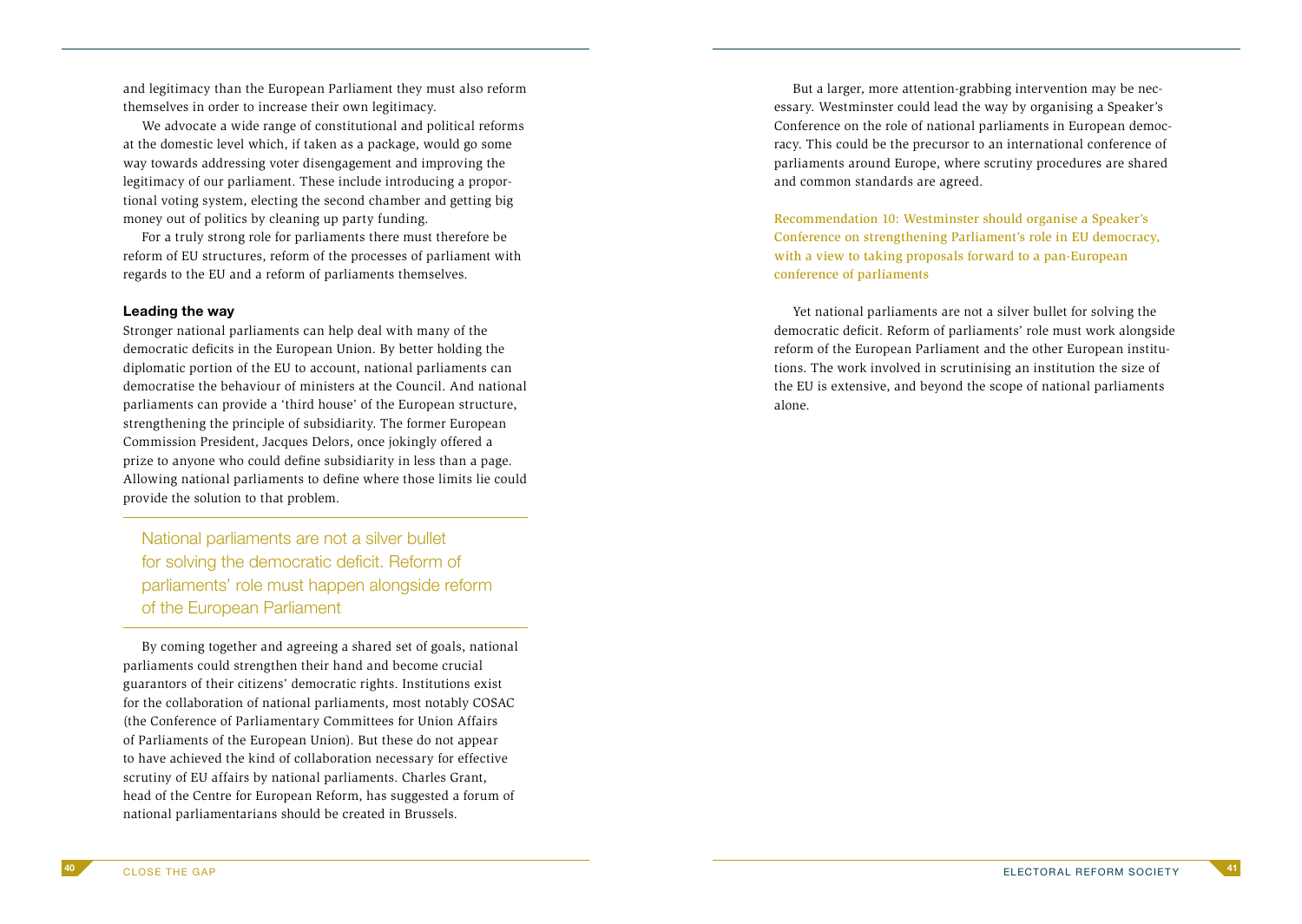and legitimacy than the European Parliament they must also reform themselves in order to increase their own legitimacy.

We advocate a wide range of constitutional and political reforms at the domestic level which, if taken as a package, would go some way towards addressing voter disengagement and improving the legitimacy of our parliament. These include introducing a proportional voting system, electing the second chamber and getting big money out of politics by cleaning up party funding.

For a truly strong role for parliaments there must therefore be reform of EU structures, reform of the processes of parliament with regards to the EU and a reform of parliaments themselves.

### Leading the way

Stronger national parliaments can help deal with many of the democratic deficits in the European Union. By better holding the diplomatic portion of the EU to account, national parliaments can democratise the behaviour of ministers at the Council. And national parliaments can provide a 'third house' of the European structure, strengthening the principle of subsidiarity. The former European Commission President, Jacques Delors, once jokingly offered a prize to anyone who could define subsidiarity in less than a page. Allowing national parliaments to define where those limits lie could provide the solution to that problem.

> National parliaments are not a silver bullet for solving the democratic deficit. Reform of parliaments' role must happen alongside reform of the European Parliament

By coming together and agreeing a shared set of goals, national parliaments could strengthen their hand and become crucial guarantors of their citizens' democratic rights. Institutions exist for the collaboration of national parliaments, most notably COSAC (the Conference of Parliamentary Committees for Union Affairs of Parliaments of the European Union). But these do not appear to have achieved the kind of collaboration necessary for effective scrutiny of EU affairs by national parliaments. Charles Grant, head of the Centre for European Reform, has suggested a forum of national parliamentarians should be created in Brussels.

But a larger, more attention-grabbing intervention may be necessary. Westminster could lead the way by organising a Speaker's Conference on the role of national parliaments in European democracy. This could be the precursor to an international conference of parliaments around Europe, where scrutiny procedures are shared and common standards are agreed.

**Recommendation 10: Westminster should organise a Speaker's Conference on strengthening Parliament's role in EU democracy, with a view to taking proposals forward to a pan-European conference of parliaments**

Yet national parliaments are not a silver bullet for solving the democratic deficit. Reform of parliaments' role must work alongside reform of the European Parliament and the other European institutions. The work involved in scrutinising an institution the size of the EU is extensive, and beyond the scope of national parliaments alone.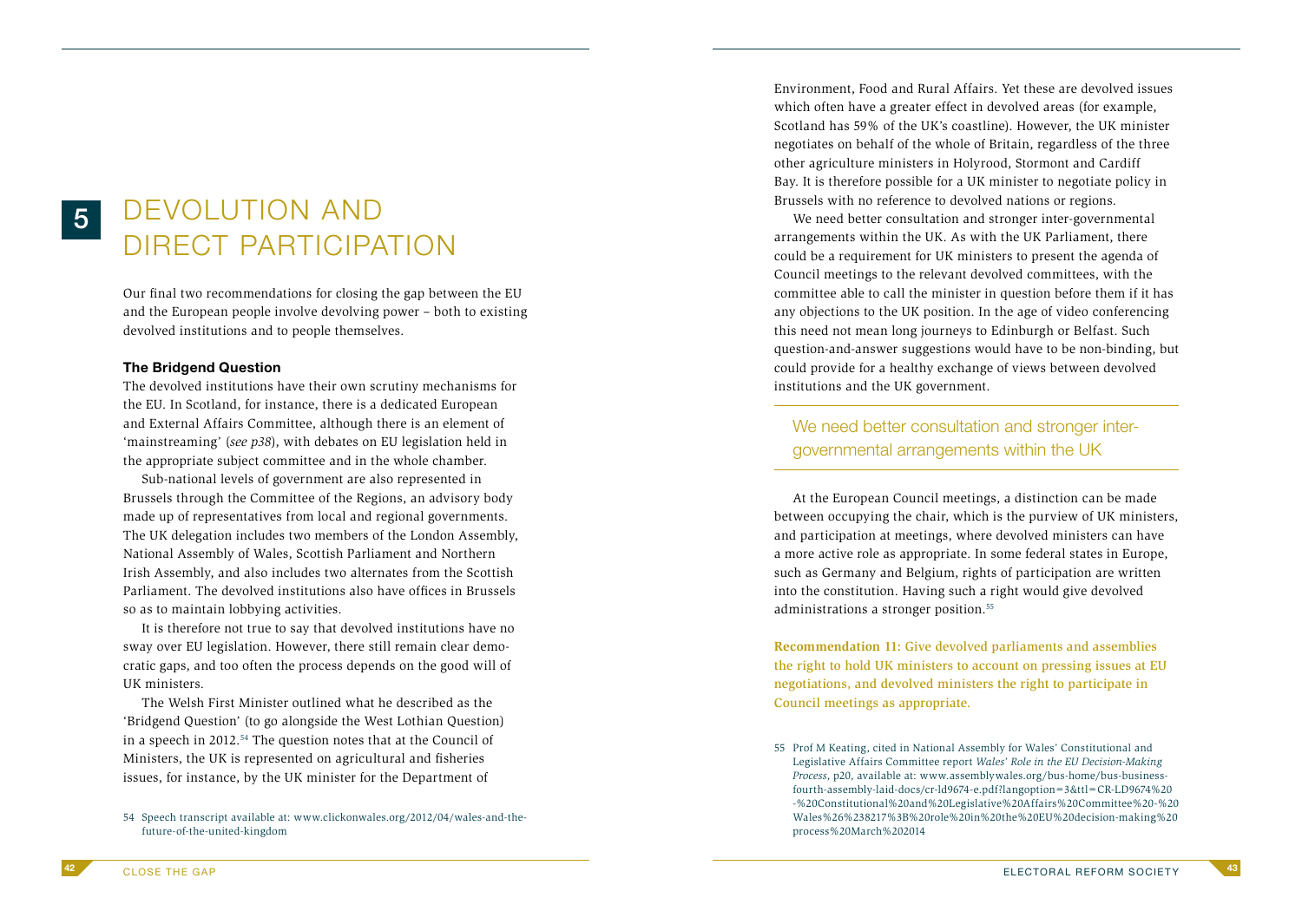# 5 DEVOLUTION AND DIRECT PARTICIPATION

Our final two recommendations for closing the gap between the EU and the European people involve devolving power – both to existing devolved institutions and to people themselves.

### The Bridgend Question

The devolved institutions have their own scrutiny mechanisms for the EU. In Scotland, for instance, there is a dedicated European and External Affairs Committee, although there is an element of 'mainstreaming' (*see p38*), with debates on EU legislation held in the appropriate subject committee and in the whole chamber.

Sub-national levels of government are also represented in Brussels through the Committee of the Regions, an advisory body made up of representatives from local and regional governments. The UK delegation includes two members of the London Assembly, National Assembly of Wales, Scottish Parliament and Northern Irish Assembly, and also includes two alternates from the Scottish Parliament. The devolved institutions also have offices in Brussels so as to maintain lobbying activities.

It is therefore not true to say that devolved institutions have no sway over EU legislation. However, there still remain clear democratic gaps, and too often the process depends on the good will of UK ministers.

The Welsh First Minister outlined what he described as the 'Bridgend Question' (to go alongside the West Lothian Question) in a speech in 2012.[54] The question notes that at the Council of Ministers, the UK is represented on agricultural and fisheries issues, for instance, by the UK minister for the Department of Environment, Food and Rural Affairs. Yet these are devolved issues which often have a greater effect in devolved areas (for example, Scotland has 59% of the UK's coastline). However, the UK minister negotiates on behalf of the whole of Britain, regardless of the three other agriculture ministers in Holyrood, Stormont and Cardiff Bay. It is therefore possible for a UK minister to negotiate policy in Brussels with no reference to devolved nations or regions.

We need better consultation and stronger inter-governmental arrangements within the UK. As with the UK Parliament, there could be a requirement for UK ministers to present the agenda of Council meetings to the relevant devolved committees, with the committee able to call the minister in question before them if it has any objections to the UK position. In the age of video conferencing this need not mean long journeys to Edinburgh or Belfast. Such question-and-answer suggestions would have to be non-binding, but could provide for a healthy exchange of views between devolved institutions and the UK government.

> We need better consultation and stronger inter-governmental arrangements within the UK

At the European Council meetings, a distinction can be made between occupying the chair, which is the purview of UK ministers, and participation at meetings, where devolved ministers can have a more active role as appropriate. In some federal states in Europe, such as Germany and Belgium, rights of participation are written into the constitution. Having such a right would give devolved administrations a stronger position.[55]

**Recommendation 11: Give devolved parliaments and assemblies the right to hold UK ministers to account on pressing issues at EU negotiations, and devolved ministers the right to participate in Council meetings as appropriate.**

54 Speech transcript available at: www.clickonwales.org/2012/04/wales-and-the-future-of-the-united-kingdom

55 Prof M Keating, cited in National Assembly for Wales' Constitutional and Legislative Affairs Committee report *Wales' Role in the EU Decision-Making Process*, p20, available at: www.assemblywales.org/bus-home/bus-business-fourth-assembly-laid-docs/cr-ld9674-e.pdf?langoption=3&ttl=CR-LD9674%20-%20Constitutional%20and%20Legislative%20Affairs%20Committee%20-%20Wales%26%238217%3B%20role%20in%20the%20EU%20decision-making%20process%20March%202014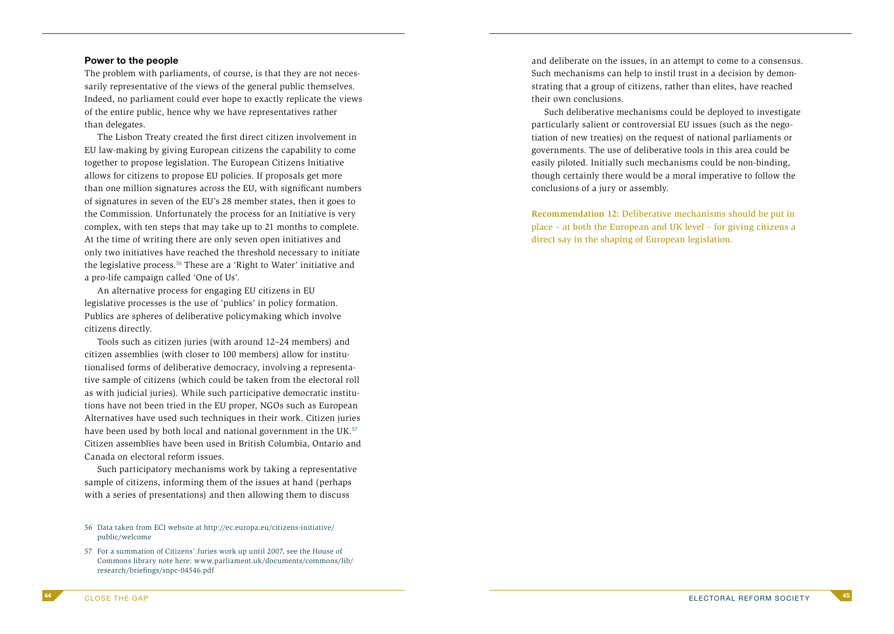### Power to the people

The problem with parliaments, of course, is that they are not necessarily representative of the views of the general public themselves. Indeed, no parliament could ever hope to exactly replicate the views of the entire public, hence why we have representatives rather than delegates.

The Lisbon Treaty created the first direct citizen involvement in EU law-making by giving European citizens the capability to come together to propose legislation. The European Citizens Initiative allows for citizens to propose EU policies. If proposals get more than one million signatures across the EU, with significant numbers of signatures in seven of the EU's 28 member states, then it goes to the Commission. Unfortunately the process for an Initiative is very complex, with ten steps that may take up to 21 months to complete. At the time of writing there are only seven open initiatives and only two initiatives have reached the threshold necessary to initiate the legislative process.[56] These are a 'Right to Water' initiative and a pro-life campaign called 'One of Us'.

An alternative process for engaging EU citizens in EU legislative processes is the use of 'publics' in policy formation. Publics are spheres of deliberative policymaking which involve citizens directly.

Tools such as citizen juries (with around 12–24 members) and citizen assemblies (with closer to 100 members) allow for institutionalised forms of deliberative democracy, involving a representative sample of citizens (which could be taken from the electoral roll as with judicial juries). While such participative democratic institutions have not been tried in the EU proper, NGOs such as European Alternatives have used such techniques in their work. Citizen juries have been used by both local and national government in the UK.[57] Citizen assemblies have been used in British Columbia, Ontario and Canada on electoral reform issues.

Such participatory mechanisms work by taking a representative sample of citizens, informing them of the issues at hand (perhaps with a series of presentations) and then allowing them to discuss and deliberate on the issues, in an attempt to come to a consensus. Such mechanisms can help to instil trust in a decision by demonstrating that a group of citizens, rather than elites, have reached their own conclusions.

Such deliberative mechanisms could be deployed to investigate particularly salient or controversial EU issues (such as the negotiation of new treaties) on the request of national parliaments or governments. The use of deliberative tools in this area could be easily piloted. Initially such mechanisms could be non-binding, though certainly there would be a moral imperative to follow the conclusions of a jury or assembly.

**Recommendation 12:** Deliberative mechanisms should be put in place – at both the European and UK level – for giving citizens a direct say in the shaping of European legislation.

---

56 Data taken from ECI website at http://ec.europa.eu/citizens-initiative/public/welcome

57 For a summation of Citizens' Juries work up until 2007, see the House of Commons library note here: www.parliament.uk/documents/commons/lib/research/briefings/snpc-04546.pdf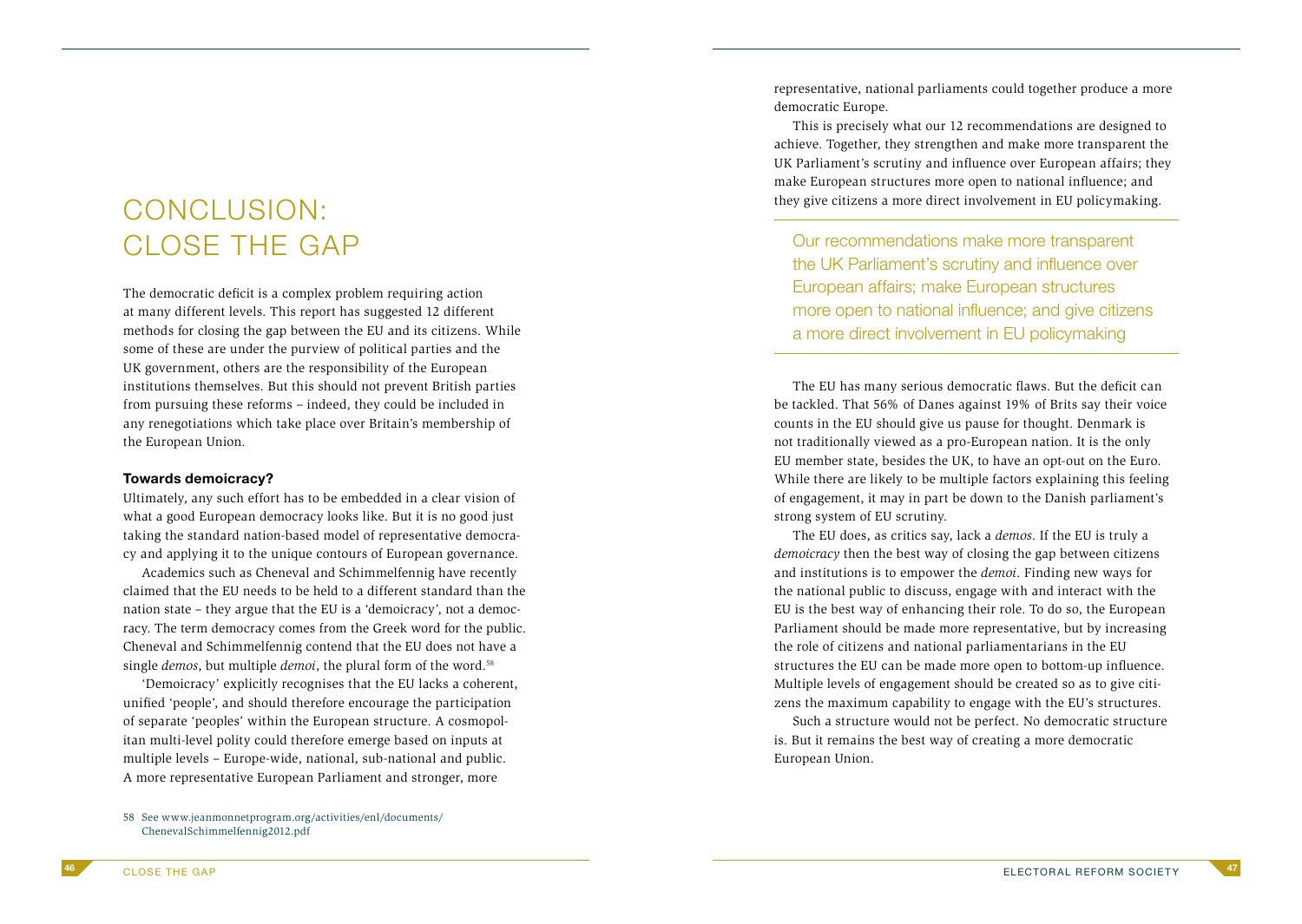# CONCLUSION: CLOSE THE GAP

The democratic deficit is a complex problem requiring action at many different levels. This report has suggested 12 different methods for closing the gap between the EU and its citizens. While some of these are under the purview of political parties and the UK government, others are the responsibility of the European institutions themselves. But this should not prevent British parties from pursuing these reforms – indeed, they could be included in any renegotiations which take place over Britain's membership of the European Union.

### Towards demoicracy?

Ultimately, any such effort has to be embedded in a clear vision of what a good European democracy looks like. But it is no good just taking the standard nation-based model of representative democracy and applying it to the unique contours of European governance.

Academics such as Cheneval and Schimmelfennig have recently claimed that the EU needs to be held to a different standard than the nation state – they argue that the EU is a 'demoicracy', not a democracy. The term democracy comes from the Greek word for the public. Cheneval and Schimmelfennig contend that the EU does not have a single *demos*, but multiple *demoi*, the plural form of the word.[58]

'Demoicracy' explicitly recognises that the EU lacks a coherent, unified 'people', and should therefore encourage the participation of separate 'peoples' within the European structure. A cosmopolitan multi-level polity could therefore emerge based on inputs at multiple levels – Europe-wide, national, sub-national and public. A more representative European Parliament and stronger, more representative, national parliaments could together produce a more democratic Europe.

This is precisely what our 12 recommendations are designed to achieve. Together, they strengthen and make more transparent the UK Parliament's scrutiny and influence over European affairs; they make European structures more open to national influence; and they give citizens a more direct involvement in EU policymaking.

> Our recommendations make more transparent the UK Parliament's scrutiny and influence over European affairs; make European structures more open to national influence; and give citizens a more direct involvement in EU policymaking

The EU has many serious democratic flaws. But the deficit can be tackled. That 56% of Danes against 19% of Brits say their voice counts in the EU should give us pause for thought. Denmark is not traditionally viewed as a pro-European nation. It is the only EU member state, besides the UK, to have an opt-out on the Euro. While there are likely to be multiple factors explaining this feeling of engagement, it may in part be down to the Danish parliament's strong system of EU scrutiny.

The EU does, as critics say, lack a *demos*. If the EU is truly a *demoicracy* then the best way of closing the gap between citizens and institutions is to empower the *demoi*. Finding new ways for the national public to discuss, engage with and interact with the EU is the best way of enhancing their role. To do so, the European Parliament should be made more representative, but by increasing the role of citizens and national parliamentarians in the EU structures the EU can be made more open to bottom-up influence. Multiple levels of engagement should be created so as to give citizens the maximum capability to engage with the EU's structures.

Such a structure would not be perfect. No democratic structure is. But it remains the best way of creating a more democratic European Union.

58 See www.jeanmonnetprogram.org/activities/enl/documents/ChenevalSchimmelfennig2012.pdf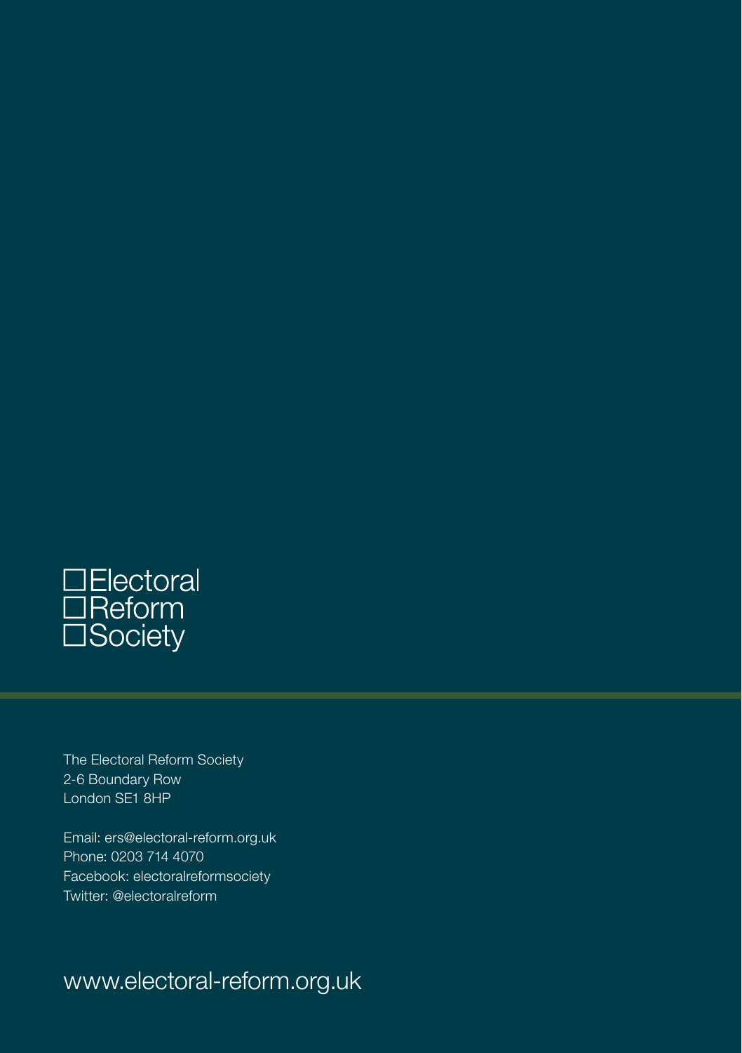☐Electoral
☐Reform
☐Society

The Electoral Reform Society
2-6 Boundary Row
London SE1 8HP

Email: ers@electoral-reform.org.uk
Phone: 0203 714 4070
Facebook: electoralreformsociety
Twitter: @electoralreform

www.electoral-reform.org.uk